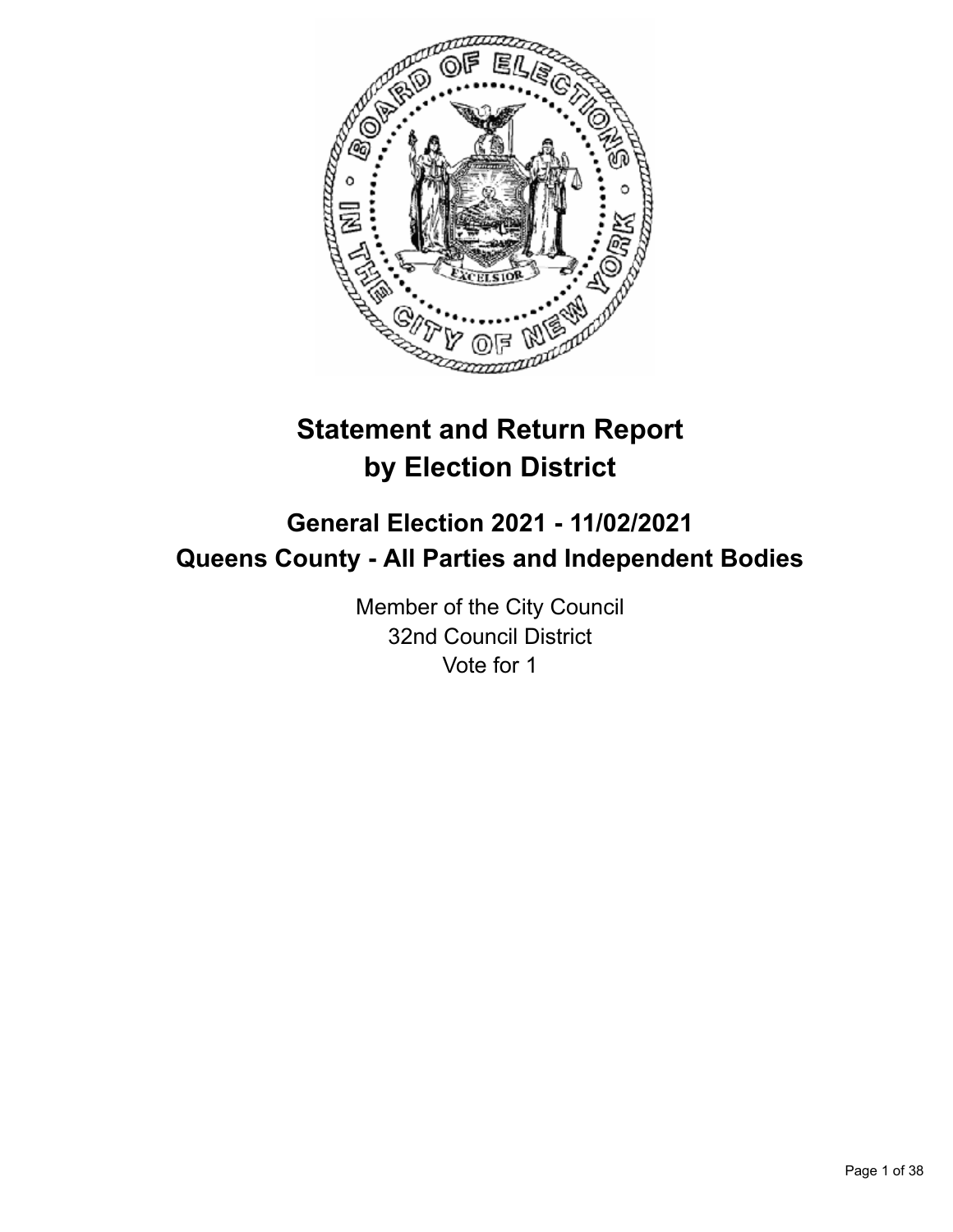# Statement and Return Report by Election District

## General Election 2021 - 11/02/2021
## Queens County - All Parties and Independent Bodies

Member of the City Council
32nd Council District
Vote for 1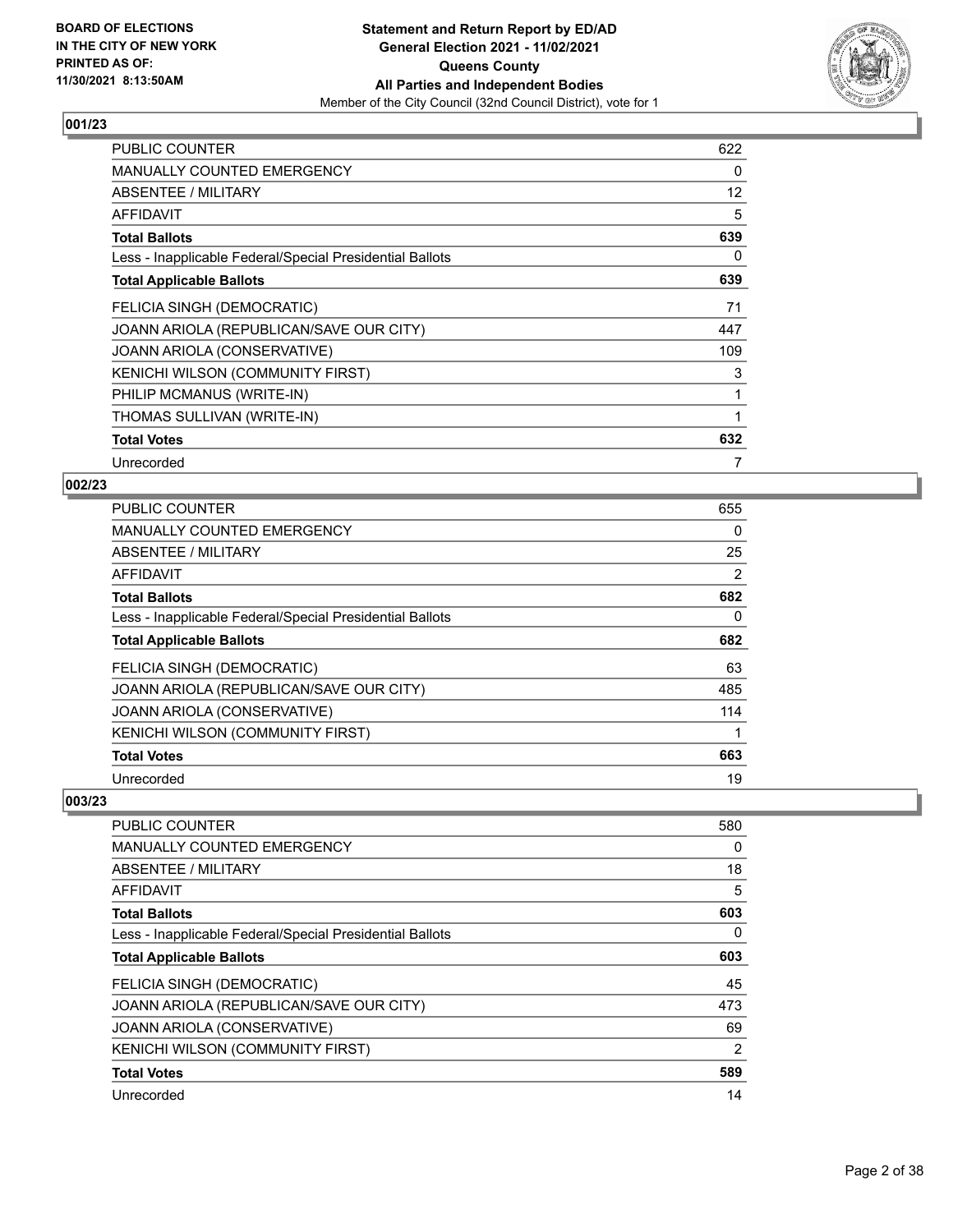## 001/23

| | |
|---|---|
| PUBLIC COUNTER | 622 |
| MANUALLY COUNTED EMERGENCY | 0 |
| ABSENTEE / MILITARY | 12 |
| AFFIDAVIT | 5 |
| **Total Ballots** | **639** |
| Less - Inapplicable Federal/Special Presidential Ballots | 0 |
| **Total Applicable Ballots** | **639** |
| FELICIA SINGH (DEMOCRATIC) | 71 |
| JOANN ARIOLA (REPUBLICAN/SAVE OUR CITY) | 447 |
| JOANN ARIOLA (CONSERVATIVE) | 109 |
| KENICHI WILSON (COMMUNITY FIRST) | 3 |
| PHILIP MCMANUS (WRITE-IN) | 1 |
| THOMAS SULLIVAN (WRITE-IN) | 1 |
| **Total Votes** | **632** |
| Unrecorded | 7 |

## 002/23

| | |
|---|---|
| PUBLIC COUNTER | 655 |
| MANUALLY COUNTED EMERGENCY | 0 |
| ABSENTEE / MILITARY | 25 |
| AFFIDAVIT | 2 |
| **Total Ballots** | **682** |
| Less - Inapplicable Federal/Special Presidential Ballots | 0 |
| **Total Applicable Ballots** | **682** |
| FELICIA SINGH (DEMOCRATIC) | 63 |
| JOANN ARIOLA (REPUBLICAN/SAVE OUR CITY) | 485 |
| JOANN ARIOLA (CONSERVATIVE) | 114 |
| KENICHI WILSON (COMMUNITY FIRST) | 1 |
| **Total Votes** | **663** |
| Unrecorded | 19 |

## 003/23

| | |
|---|---|
| PUBLIC COUNTER | 580 |
| MANUALLY COUNTED EMERGENCY | 0 |
| ABSENTEE / MILITARY | 18 |
| AFFIDAVIT | 5 |
| **Total Ballots** | **603** |
| Less - Inapplicable Federal/Special Presidential Ballots | 0 |
| **Total Applicable Ballots** | **603** |
| FELICIA SINGH (DEMOCRATIC) | 45 |
| JOANN ARIOLA (REPUBLICAN/SAVE OUR CITY) | 473 |
| JOANN ARIOLA (CONSERVATIVE) | 69 |
| KENICHI WILSON (COMMUNITY FIRST) | 2 |
| **Total Votes** | **589** |
| Unrecorded | 14 |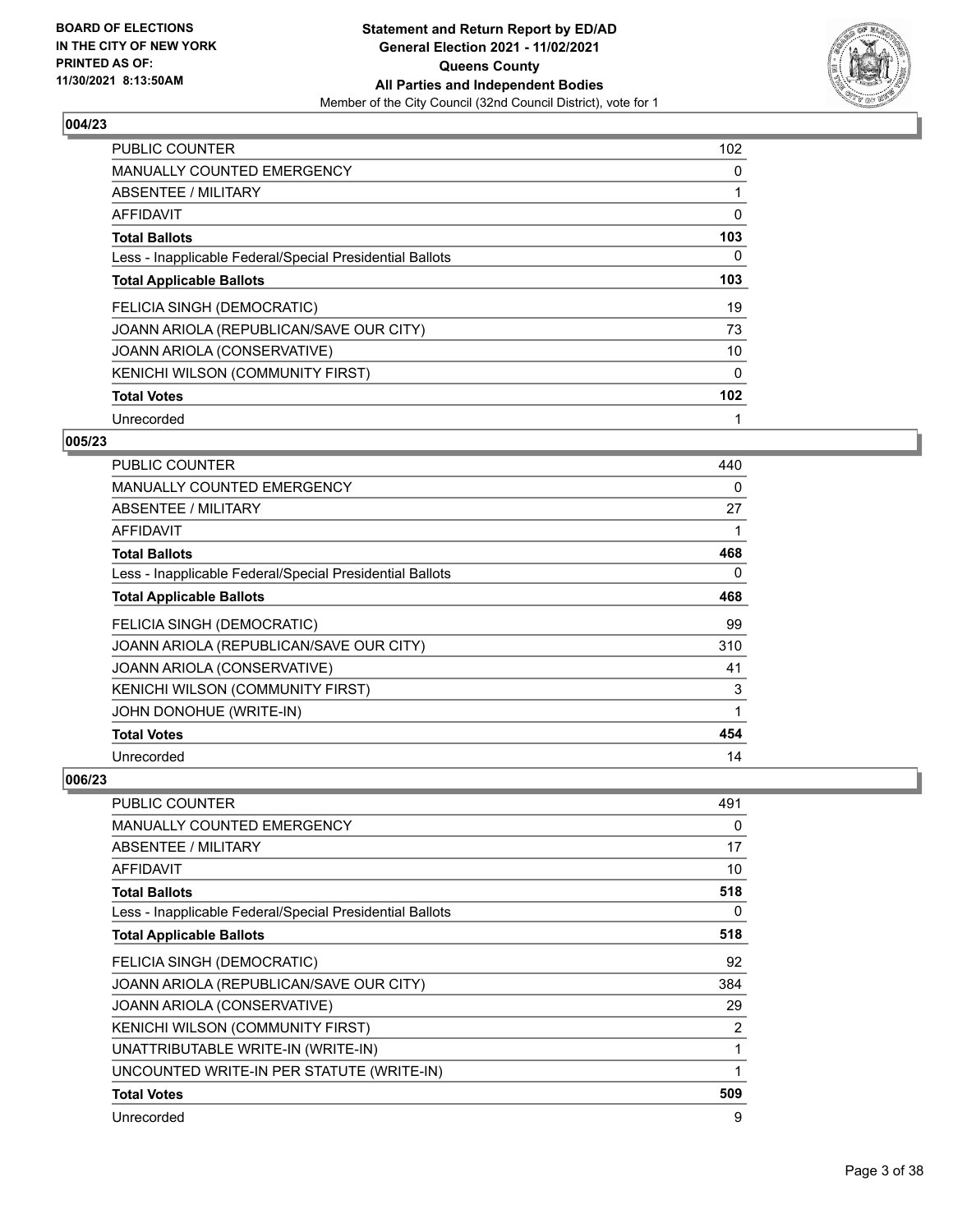**BOARD OF ELECTIONS IN THE CITY OF NEW YORK PRINTED AS OF: 11/30/2021 8:13:50AM**

**Statement and Return Report by ED/AD General Election 2021 - 11/02/2021 Queens County All Parties and Independent Bodies**
Member of the City Council (32nd Council District), vote for 1

### 004/23

| | |
|---|---|
| PUBLIC COUNTER | 102 |
| MANUALLY COUNTED EMERGENCY | 0 |
| ABSENTEE / MILITARY | 1 |
| AFFIDAVIT | 0 |
| **Total Ballots** | **103** |
| Less - Inapplicable Federal/Special Presidential Ballots | 0 |
| **Total Applicable Ballots** | **103** |
| FELICIA SINGH (DEMOCRATIC) | 19 |
| JOANN ARIOLA (REPUBLICAN/SAVE OUR CITY) | 73 |
| JOANN ARIOLA (CONSERVATIVE) | 10 |
| KENICHI WILSON (COMMUNITY FIRST) | 0 |
| **Total Votes** | **102** |
| Unrecorded | 1 |

### 005/23

| | |
|---|---|
| PUBLIC COUNTER | 440 |
| MANUALLY COUNTED EMERGENCY | 0 |
| ABSENTEE / MILITARY | 27 |
| AFFIDAVIT | 1 |
| **Total Ballots** | **468** |
| Less - Inapplicable Federal/Special Presidential Ballots | 0 |
| **Total Applicable Ballots** | **468** |
| FELICIA SINGH (DEMOCRATIC) | 99 |
| JOANN ARIOLA (REPUBLICAN/SAVE OUR CITY) | 310 |
| JOANN ARIOLA (CONSERVATIVE) | 41 |
| KENICHI WILSON (COMMUNITY FIRST) | 3 |
| JOHN DONOHUE (WRITE-IN) | 1 |
| **Total Votes** | **454** |
| Unrecorded | 14 |

### 006/23

| | |
|---|---|
| PUBLIC COUNTER | 491 |
| MANUALLY COUNTED EMERGENCY | 0 |
| ABSENTEE / MILITARY | 17 |
| AFFIDAVIT | 10 |
| **Total Ballots** | **518** |
| Less - Inapplicable Federal/Special Presidential Ballots | 0 |
| **Total Applicable Ballots** | **518** |
| FELICIA SINGH (DEMOCRATIC) | 92 |
| JOANN ARIOLA (REPUBLICAN/SAVE OUR CITY) | 384 |
| JOANN ARIOLA (CONSERVATIVE) | 29 |
| KENICHI WILSON (COMMUNITY FIRST) | 2 |
| UNATTRIBUTABLE WRITE-IN (WRITE-IN) | 1 |
| UNCOUNTED WRITE-IN PER STATUTE (WRITE-IN) | 1 |
| **Total Votes** | **509** |
| Unrecorded | 9 |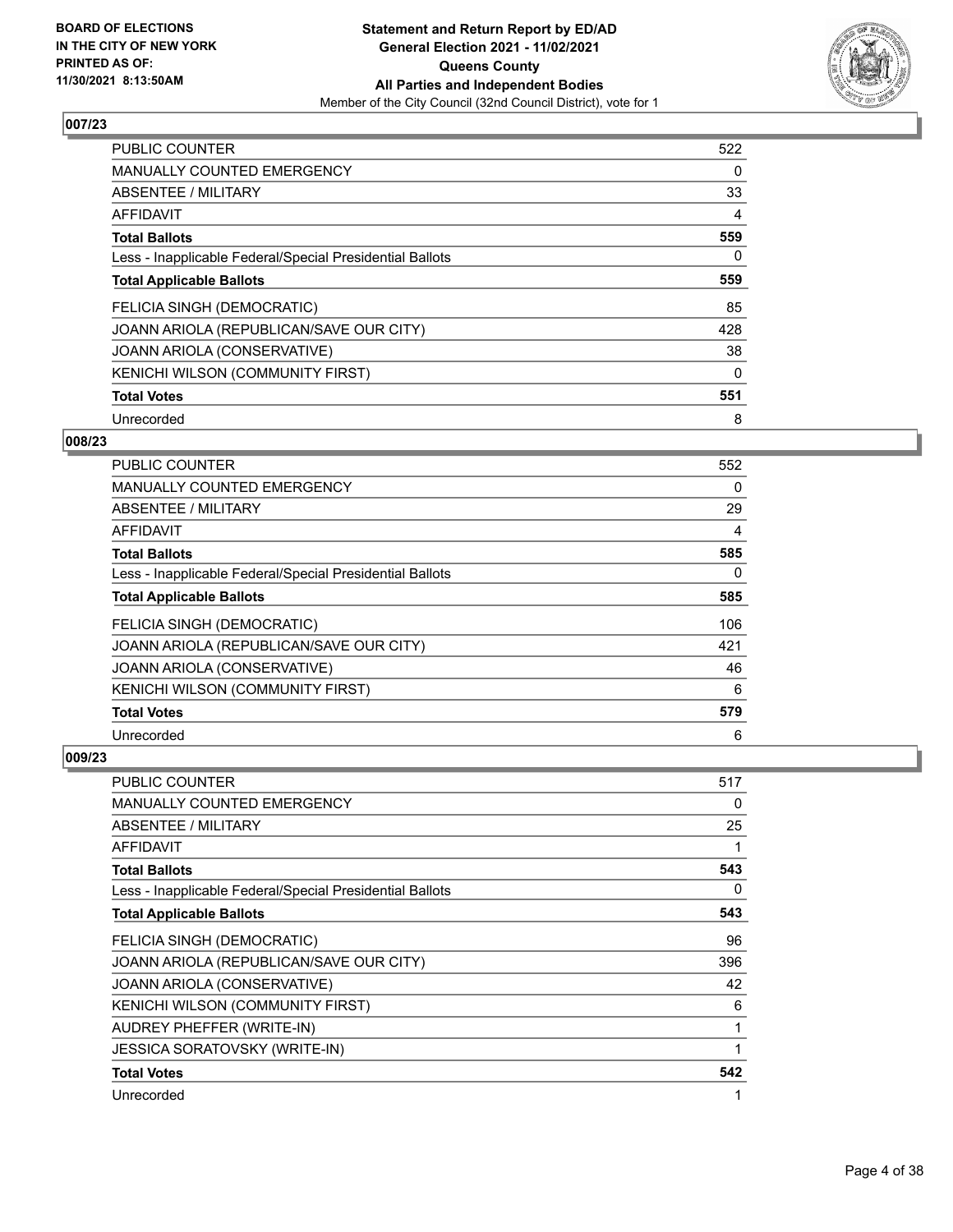## 007/23

| | |
|---|---|
| PUBLIC COUNTER | 522 |
| MANUALLY COUNTED EMERGENCY | 0 |
| ABSENTEE / MILITARY | 33 |
| AFFIDAVIT | 4 |
| **Total Ballots** | **559** |
| Less - Inapplicable Federal/Special Presidential Ballots | 0 |
| **Total Applicable Ballots** | **559** |
| FELICIA SINGH (DEMOCRATIC) | 85 |
| JOANN ARIOLA (REPUBLICAN/SAVE OUR CITY) | 428 |
| JOANN ARIOLA (CONSERVATIVE) | 38 |
| KENICHI WILSON (COMMUNITY FIRST) | 0 |
| **Total Votes** | **551** |
| Unrecorded | 8 |

## 008/23

| | |
|---|---|
| PUBLIC COUNTER | 552 |
| MANUALLY COUNTED EMERGENCY | 0 |
| ABSENTEE / MILITARY | 29 |
| AFFIDAVIT | 4 |
| **Total Ballots** | **585** |
| Less - Inapplicable Federal/Special Presidential Ballots | 0 |
| **Total Applicable Ballots** | **585** |
| FELICIA SINGH (DEMOCRATIC) | 106 |
| JOANN ARIOLA (REPUBLICAN/SAVE OUR CITY) | 421 |
| JOANN ARIOLA (CONSERVATIVE) | 46 |
| KENICHI WILSON (COMMUNITY FIRST) | 6 |
| **Total Votes** | **579** |
| Unrecorded | 6 |

## 009/23

| | |
|---|---|
| PUBLIC COUNTER | 517 |
| MANUALLY COUNTED EMERGENCY | 0 |
| ABSENTEE / MILITARY | 25 |
| AFFIDAVIT | 1 |
| **Total Ballots** | **543** |
| Less - Inapplicable Federal/Special Presidential Ballots | 0 |
| **Total Applicable Ballots** | **543** |
| FELICIA SINGH (DEMOCRATIC) | 96 |
| JOANN ARIOLA (REPUBLICAN/SAVE OUR CITY) | 396 |
| JOANN ARIOLA (CONSERVATIVE) | 42 |
| KENICHI WILSON (COMMUNITY FIRST) | 6 |
| AUDREY PHEFFER (WRITE-IN) | 1 |
| JESSICA SORATOVSKY (WRITE-IN) | 1 |
| **Total Votes** | **542** |
| Unrecorded | 1 |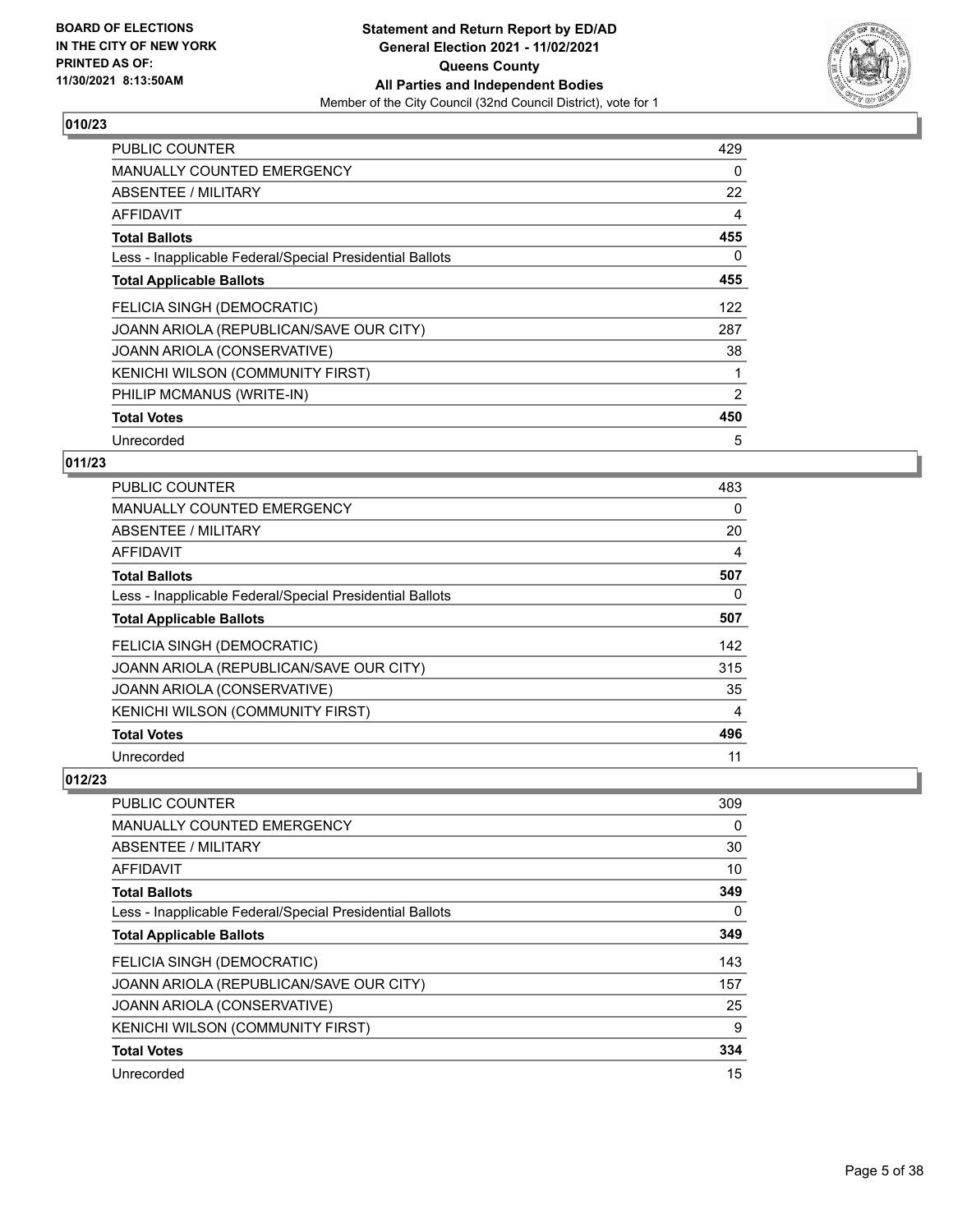## 010/23

| | |
|---|---|
| PUBLIC COUNTER | 429 |
| MANUALLY COUNTED EMERGENCY | 0 |
| ABSENTEE / MILITARY | 22 |
| AFFIDAVIT | 4 |
| **Total Ballots** | **455** |
| Less - Inapplicable Federal/Special Presidential Ballots | 0 |
| **Total Applicable Ballots** | **455** |
| FELICIA SINGH (DEMOCRATIC) | 122 |
| JOANN ARIOLA (REPUBLICAN/SAVE OUR CITY) | 287 |
| JOANN ARIOLA (CONSERVATIVE) | 38 |
| KENICHI WILSON (COMMUNITY FIRST) | 1 |
| PHILIP MCMANUS (WRITE-IN) | 2 |
| **Total Votes** | **450** |
| Unrecorded | 5 |

## 011/23

| | |
|---|---|
| PUBLIC COUNTER | 483 |
| MANUALLY COUNTED EMERGENCY | 0 |
| ABSENTEE / MILITARY | 20 |
| AFFIDAVIT | 4 |
| **Total Ballots** | **507** |
| Less - Inapplicable Federal/Special Presidential Ballots | 0 |
| **Total Applicable Ballots** | **507** |
| FELICIA SINGH (DEMOCRATIC) | 142 |
| JOANN ARIOLA (REPUBLICAN/SAVE OUR CITY) | 315 |
| JOANN ARIOLA (CONSERVATIVE) | 35 |
| KENICHI WILSON (COMMUNITY FIRST) | 4 |
| **Total Votes** | **496** |
| Unrecorded | 11 |

## 012/23

| | |
|---|---|
| PUBLIC COUNTER | 309 |
| MANUALLY COUNTED EMERGENCY | 0 |
| ABSENTEE / MILITARY | 30 |
| AFFIDAVIT | 10 |
| **Total Ballots** | **349** |
| Less - Inapplicable Federal/Special Presidential Ballots | 0 |
| **Total Applicable Ballots** | **349** |
| FELICIA SINGH (DEMOCRATIC) | 143 |
| JOANN ARIOLA (REPUBLICAN/SAVE OUR CITY) | 157 |
| JOANN ARIOLA (CONSERVATIVE) | 25 |
| KENICHI WILSON (COMMUNITY FIRST) | 9 |
| **Total Votes** | **334** |
| Unrecorded | 15 |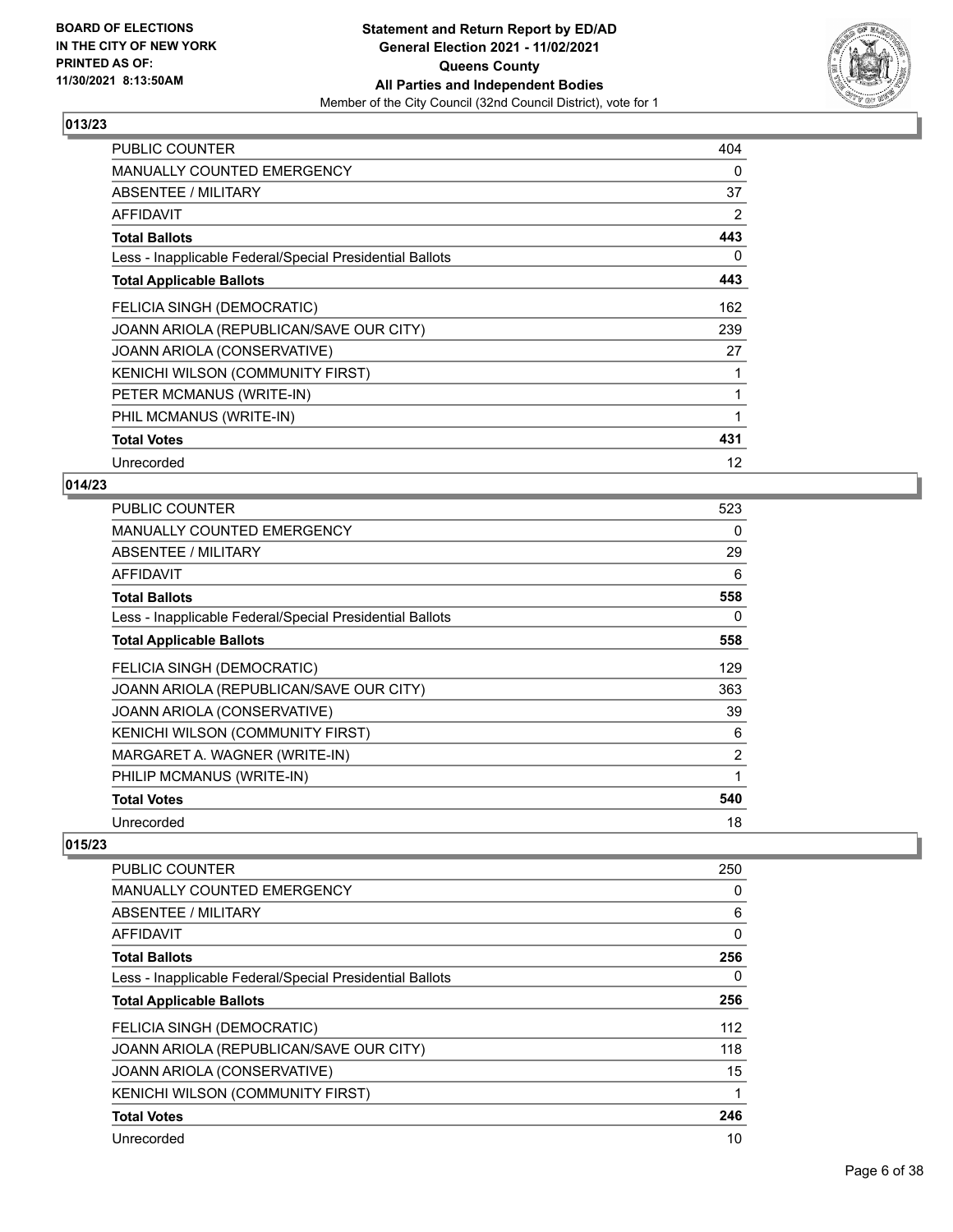**Statement and Return Report by ED/AD**
**General Election 2021 - 11/02/2021**
**Queens County**
**All Parties and Independent Bodies**
Member of the City Council (32nd Council District), vote for 1

BOARD OF ELECTIONS IN THE CITY OF NEW YORK PRINTED AS OF: 11/30/2021 8:13:50AM

## 013/23

| | |
|---|---|
| PUBLIC COUNTER | 404 |
| MANUALLY COUNTED EMERGENCY | 0 |
| ABSENTEE / MILITARY | 37 |
| AFFIDAVIT | 2 |
| **Total Ballots** | **443** |
| Less - Inapplicable Federal/Special Presidential Ballots | 0 |
| **Total Applicable Ballots** | **443** |
| FELICIA SINGH (DEMOCRATIC) | 162 |
| JOANN ARIOLA (REPUBLICAN/SAVE OUR CITY) | 239 |
| JOANN ARIOLA (CONSERVATIVE) | 27 |
| KENICHI WILSON (COMMUNITY FIRST) | 1 |
| PETER MCMANUS (WRITE-IN) | 1 |
| PHIL MCMANUS (WRITE-IN) | 1 |
| **Total Votes** | **431** |
| Unrecorded | 12 |

## 014/23

| | |
|---|---|
| PUBLIC COUNTER | 523 |
| MANUALLY COUNTED EMERGENCY | 0 |
| ABSENTEE / MILITARY | 29 |
| AFFIDAVIT | 6 |
| **Total Ballots** | **558** |
| Less - Inapplicable Federal/Special Presidential Ballots | 0 |
| **Total Applicable Ballots** | **558** |
| FELICIA SINGH (DEMOCRATIC) | 129 |
| JOANN ARIOLA (REPUBLICAN/SAVE OUR CITY) | 363 |
| JOANN ARIOLA (CONSERVATIVE) | 39 |
| KENICHI WILSON (COMMUNITY FIRST) | 6 |
| MARGARET A. WAGNER (WRITE-IN) | 2 |
| PHILIP MCMANUS (WRITE-IN) | 1 |
| **Total Votes** | **540** |
| Unrecorded | 18 |

## 015/23

| | |
|---|---|
| PUBLIC COUNTER | 250 |
| MANUALLY COUNTED EMERGENCY | 0 |
| ABSENTEE / MILITARY | 6 |
| AFFIDAVIT | 0 |
| **Total Ballots** | **256** |
| Less - Inapplicable Federal/Special Presidential Ballots | 0 |
| **Total Applicable Ballots** | **256** |
| FELICIA SINGH (DEMOCRATIC) | 112 |
| JOANN ARIOLA (REPUBLICAN/SAVE OUR CITY) | 118 |
| JOANN ARIOLA (CONSERVATIVE) | 15 |
| KENICHI WILSON (COMMUNITY FIRST) | 1 |
| **Total Votes** | **246** |
| Unrecorded | 10 |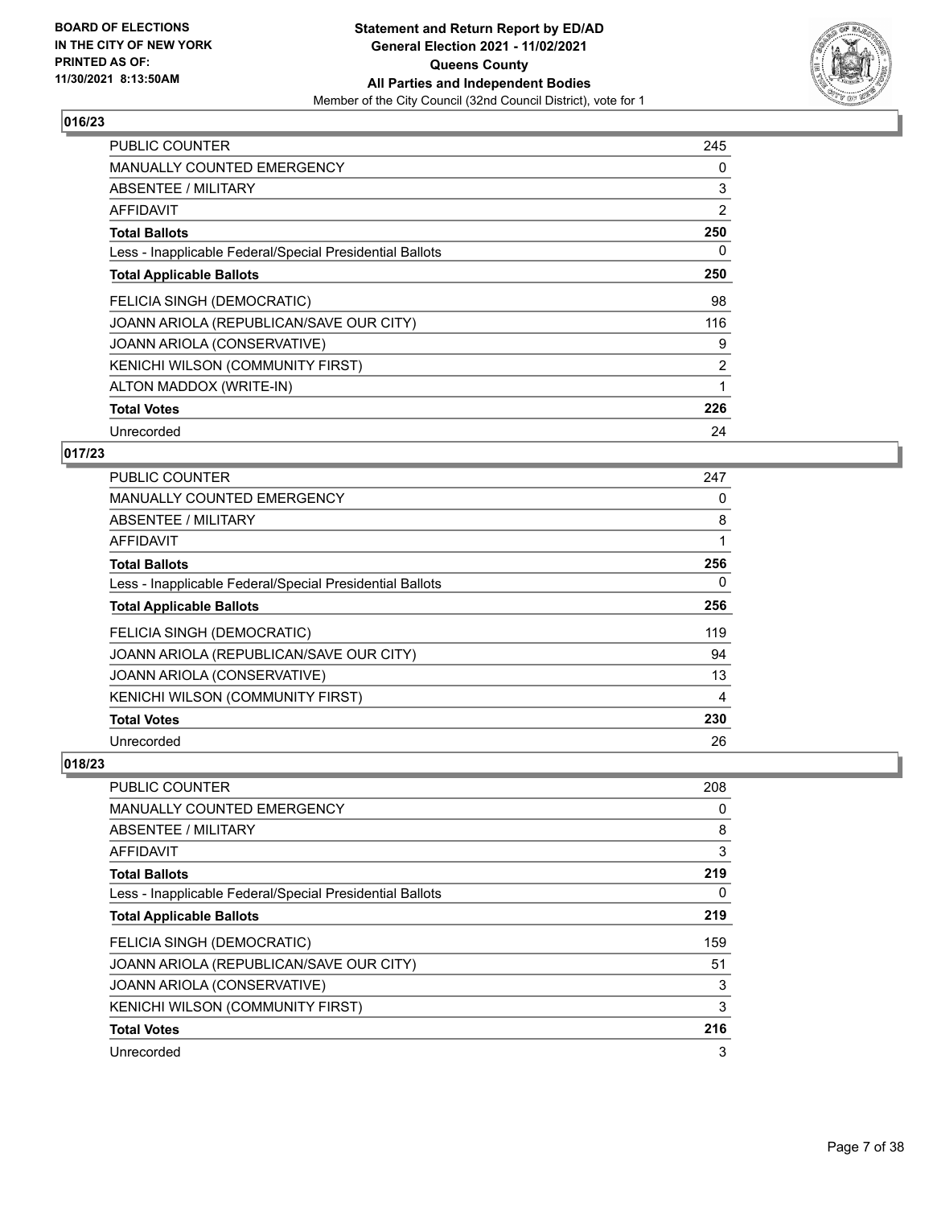**BOARD OF ELECTIONS IN THE CITY OF NEW YORK PRINTED AS OF: 11/30/2021 8:13:50AM**

**Statement and Return Report by ED/AD General Election 2021 - 11/02/2021 Queens County All Parties and Independent Bodies**
Member of the City Council (32nd Council District), vote for 1

## 016/23

| | |
|---|---|
| PUBLIC COUNTER | 245 |
| MANUALLY COUNTED EMERGENCY | 0 |
| ABSENTEE / MILITARY | 3 |
| AFFIDAVIT | 2 |
| **Total Ballots** | **250** |
| Less - Inapplicable Federal/Special Presidential Ballots | 0 |
| **Total Applicable Ballots** | **250** |
| FELICIA SINGH (DEMOCRATIC) | 98 |
| JOANN ARIOLA (REPUBLICAN/SAVE OUR CITY) | 116 |
| JOANN ARIOLA (CONSERVATIVE) | 9 |
| KENICHI WILSON (COMMUNITY FIRST) | 2 |
| ALTON MADDOX (WRITE-IN) | 1 |
| **Total Votes** | **226** |
| Unrecorded | 24 |

## 017/23

| | |
|---|---|
| PUBLIC COUNTER | 247 |
| MANUALLY COUNTED EMERGENCY | 0 |
| ABSENTEE / MILITARY | 8 |
| AFFIDAVIT | 1 |
| **Total Ballots** | **256** |
| Less - Inapplicable Federal/Special Presidential Ballots | 0 |
| **Total Applicable Ballots** | **256** |
| FELICIA SINGH (DEMOCRATIC) | 119 |
| JOANN ARIOLA (REPUBLICAN/SAVE OUR CITY) | 94 |
| JOANN ARIOLA (CONSERVATIVE) | 13 |
| KENICHI WILSON (COMMUNITY FIRST) | 4 |
| **Total Votes** | **230** |
| Unrecorded | 26 |

## 018/23

| | |
|---|---|
| PUBLIC COUNTER | 208 |
| MANUALLY COUNTED EMERGENCY | 0 |
| ABSENTEE / MILITARY | 8 |
| AFFIDAVIT | 3 |
| **Total Ballots** | **219** |
| Less - Inapplicable Federal/Special Presidential Ballots | 0 |
| **Total Applicable Ballots** | **219** |
| FELICIA SINGH (DEMOCRATIC) | 159 |
| JOANN ARIOLA (REPUBLICAN/SAVE OUR CITY) | 51 |
| JOANN ARIOLA (CONSERVATIVE) | 3 |
| KENICHI WILSON (COMMUNITY FIRST) | 3 |
| **Total Votes** | **216** |
| Unrecorded | 3 |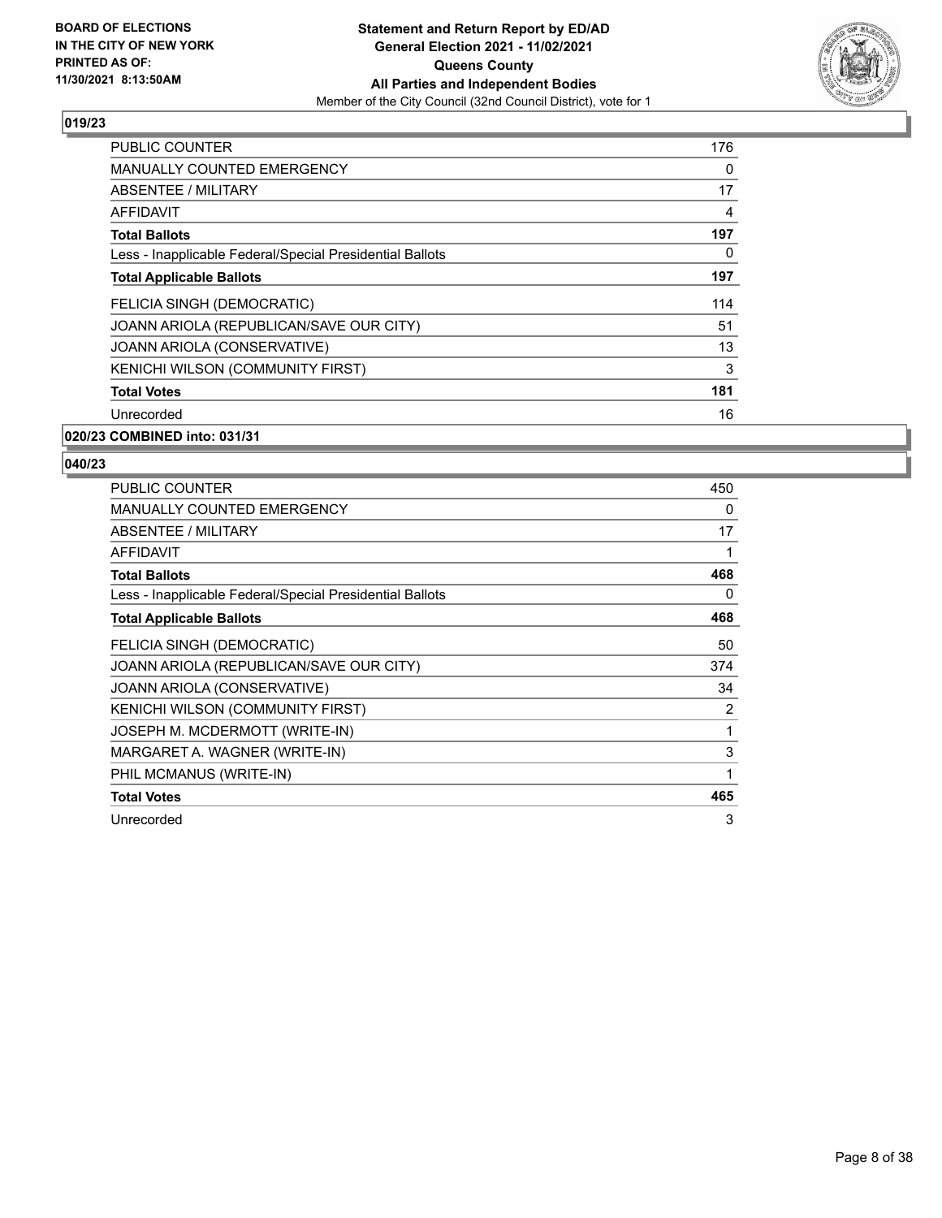**BOARD OF ELECTIONS IN THE CITY OF NEW YORK PRINTED AS OF: 11/30/2021 8:13:50AM**

**Statement and Return Report by ED/AD General Election 2021 - 11/02/2021 Queens County All Parties and Independent Bodies**

Member of the City Council (32nd Council District), vote for 1

## 019/23

| | |
|---|---|
| PUBLIC COUNTER | 176 |
| MANUALLY COUNTED EMERGENCY | 0 |
| ABSENTEE / MILITARY | 17 |
| AFFIDAVIT | 4 |
| **Total Ballots** | **197** |
| Less - Inapplicable Federal/Special Presidential Ballots | 0 |
| **Total Applicable Ballots** | **197** |
| FELICIA SINGH (DEMOCRATIC) | 114 |
| JOANN ARIOLA (REPUBLICAN/SAVE OUR CITY) | 51 |
| JOANN ARIOLA (CONSERVATIVE) | 13 |
| KENICHI WILSON (COMMUNITY FIRST) | 3 |
| **Total Votes** | **181** |
| Unrecorded | 16 |

## 020/23 COMBINED into: 031/31

## 040/23

| | |
|---|---|
| PUBLIC COUNTER | 450 |
| MANUALLY COUNTED EMERGENCY | 0 |
| ABSENTEE / MILITARY | 17 |
| AFFIDAVIT | 1 |
| **Total Ballots** | **468** |
| Less - Inapplicable Federal/Special Presidential Ballots | 0 |
| **Total Applicable Ballots** | **468** |
| FELICIA SINGH (DEMOCRATIC) | 50 |
| JOANN ARIOLA (REPUBLICAN/SAVE OUR CITY) | 374 |
| JOANN ARIOLA (CONSERVATIVE) | 34 |
| KENICHI WILSON (COMMUNITY FIRST) | 2 |
| JOSEPH M. MCDERMOTT (WRITE-IN) | 1 |
| MARGARET A. WAGNER (WRITE-IN) | 3 |
| PHIL MCMANUS (WRITE-IN) | 1 |
| **Total Votes** | **465** |
| Unrecorded | 3 |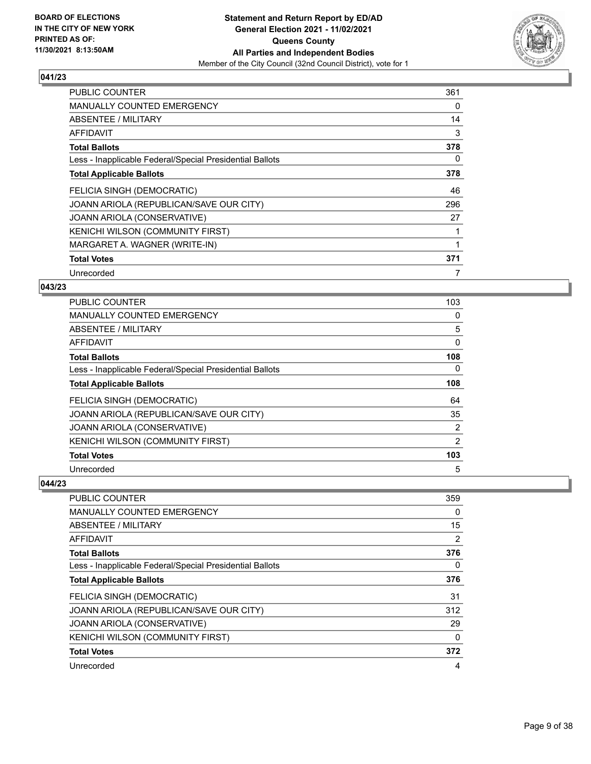## 041/23

| | |
|---|---|
| PUBLIC COUNTER | 361 |
| MANUALLY COUNTED EMERGENCY | 0 |
| ABSENTEE / MILITARY | 14 |
| AFFIDAVIT | 3 |
| **Total Ballots** | **378** |
| Less - Inapplicable Federal/Special Presidential Ballots | 0 |
| **Total Applicable Ballots** | **378** |
| FELICIA SINGH (DEMOCRATIC) | 46 |
| JOANN ARIOLA (REPUBLICAN/SAVE OUR CITY) | 296 |
| JOANN ARIOLA (CONSERVATIVE) | 27 |
| KENICHI WILSON (COMMUNITY FIRST) | 1 |
| MARGARET A. WAGNER (WRITE-IN) | 1 |
| **Total Votes** | **371** |
| Unrecorded | 7 |

## 043/23

| | |
|---|---|
| PUBLIC COUNTER | 103 |
| MANUALLY COUNTED EMERGENCY | 0 |
| ABSENTEE / MILITARY | 5 |
| AFFIDAVIT | 0 |
| **Total Ballots** | **108** |
| Less - Inapplicable Federal/Special Presidential Ballots | 0 |
| **Total Applicable Ballots** | **108** |
| FELICIA SINGH (DEMOCRATIC) | 64 |
| JOANN ARIOLA (REPUBLICAN/SAVE OUR CITY) | 35 |
| JOANN ARIOLA (CONSERVATIVE) | 2 |
| KENICHI WILSON (COMMUNITY FIRST) | 2 |
| **Total Votes** | **103** |
| Unrecorded | 5 |

## 044/23

| | |
|---|---|
| PUBLIC COUNTER | 359 |
| MANUALLY COUNTED EMERGENCY | 0 |
| ABSENTEE / MILITARY | 15 |
| AFFIDAVIT | 2 |
| **Total Ballots** | **376** |
| Less - Inapplicable Federal/Special Presidential Ballots | 0 |
| **Total Applicable Ballots** | **376** |
| FELICIA SINGH (DEMOCRATIC) | 31 |
| JOANN ARIOLA (REPUBLICAN/SAVE OUR CITY) | 312 |
| JOANN ARIOLA (CONSERVATIVE) | 29 |
| KENICHI WILSON (COMMUNITY FIRST) | 0 |
| **Total Votes** | **372** |
| Unrecorded | 4 |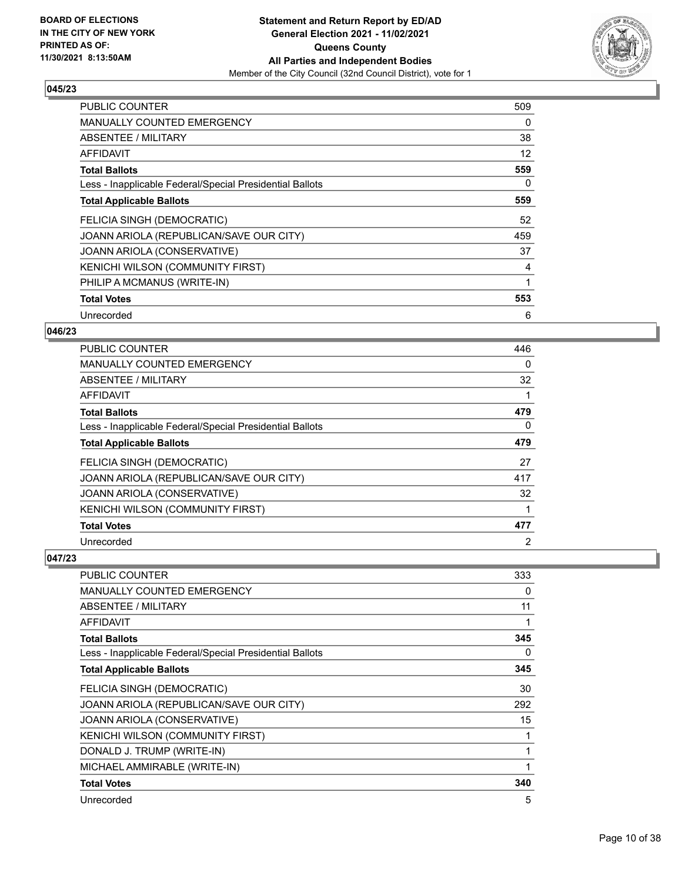BOARD OF ELECTIONS
IN THE CITY OF NEW YORK
PRINTED AS OF:
11/30/2021 8:13:50AM

**Statement and Return Report by ED/AD**
**General Election 2021 - 11/02/2021**
**Queens County**
**All Parties and Independent Bodies**
Member of the City Council (32nd Council District), vote for 1

### 045/23

| | |
|---|---|
| PUBLIC COUNTER | 509 |
| MANUALLY COUNTED EMERGENCY | 0 |
| ABSENTEE / MILITARY | 38 |
| AFFIDAVIT | 12 |
| **Total Ballots** | **559** |
| Less - Inapplicable Federal/Special Presidential Ballots | 0 |
| **Total Applicable Ballots** | **559** |
| FELICIA SINGH (DEMOCRATIC) | 52 |
| JOANN ARIOLA (REPUBLICAN/SAVE OUR CITY) | 459 |
| JOANN ARIOLA (CONSERVATIVE) | 37 |
| KENICHI WILSON (COMMUNITY FIRST) | 4 |
| PHILIP A MCMANUS (WRITE-IN) | 1 |
| **Total Votes** | **553** |
| Unrecorded | 6 |

### 046/23

| | |
|---|---|
| PUBLIC COUNTER | 446 |
| MANUALLY COUNTED EMERGENCY | 0 |
| ABSENTEE / MILITARY | 32 |
| AFFIDAVIT | 1 |
| **Total Ballots** | **479** |
| Less - Inapplicable Federal/Special Presidential Ballots | 0 |
| **Total Applicable Ballots** | **479** |
| FELICIA SINGH (DEMOCRATIC) | 27 |
| JOANN ARIOLA (REPUBLICAN/SAVE OUR CITY) | 417 |
| JOANN ARIOLA (CONSERVATIVE) | 32 |
| KENICHI WILSON (COMMUNITY FIRST) | 1 |
| **Total Votes** | **477** |
| Unrecorded | 2 |

### 047/23

| | |
|---|---|
| PUBLIC COUNTER | 333 |
| MANUALLY COUNTED EMERGENCY | 0 |
| ABSENTEE / MILITARY | 11 |
| AFFIDAVIT | 1 |
| **Total Ballots** | **345** |
| Less - Inapplicable Federal/Special Presidential Ballots | 0 |
| **Total Applicable Ballots** | **345** |
| FELICIA SINGH (DEMOCRATIC) | 30 |
| JOANN ARIOLA (REPUBLICAN/SAVE OUR CITY) | 292 |
| JOANN ARIOLA (CONSERVATIVE) | 15 |
| KENICHI WILSON (COMMUNITY FIRST) | 1 |
| DONALD J. TRUMP (WRITE-IN) | 1 |
| MICHAEL AMMIRABLE (WRITE-IN) | 1 |
| **Total Votes** | **340** |
| Unrecorded | 5 |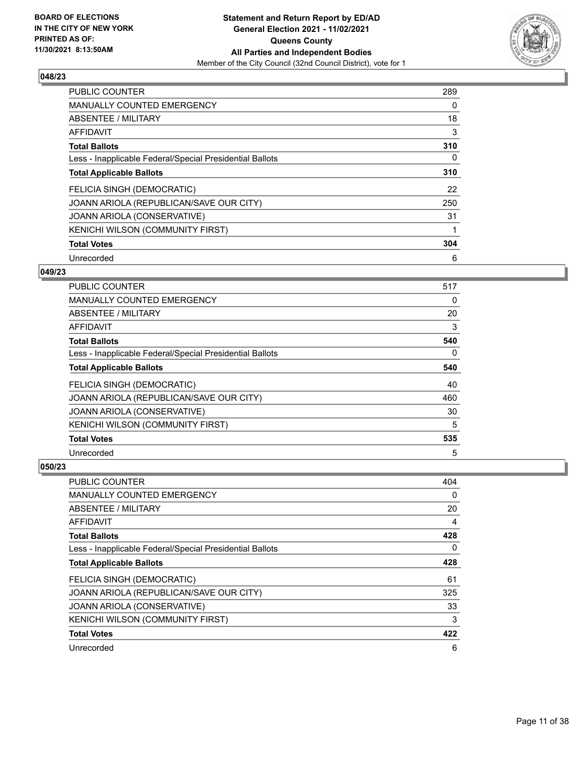**BOARD OF ELECTIONS IN THE CITY OF NEW YORK PRINTED AS OF: 11/30/2021 8:13:50AM**

**Statement and Return Report by ED/AD General Election 2021 - 11/02/2021 Queens County All Parties and Independent Bodies**

Member of the City Council (32nd Council District), vote for 1

## 048/23

| | |
|---|---|
| PUBLIC COUNTER | 289 |
| MANUALLY COUNTED EMERGENCY | 0 |
| ABSENTEE / MILITARY | 18 |
| AFFIDAVIT | 3 |
| **Total Ballots** | **310** |
| Less - Inapplicable Federal/Special Presidential Ballots | 0 |
| **Total Applicable Ballots** | **310** |
| FELICIA SINGH (DEMOCRATIC) | 22 |
| JOANN ARIOLA (REPUBLICAN/SAVE OUR CITY) | 250 |
| JOANN ARIOLA (CONSERVATIVE) | 31 |
| KENICHI WILSON (COMMUNITY FIRST) | 1 |
| **Total Votes** | **304** |
| Unrecorded | 6 |

## 049/23

| | |
|---|---|
| PUBLIC COUNTER | 517 |
| MANUALLY COUNTED EMERGENCY | 0 |
| ABSENTEE / MILITARY | 20 |
| AFFIDAVIT | 3 |
| **Total Ballots** | **540** |
| Less - Inapplicable Federal/Special Presidential Ballots | 0 |
| **Total Applicable Ballots** | **540** |
| FELICIA SINGH (DEMOCRATIC) | 40 |
| JOANN ARIOLA (REPUBLICAN/SAVE OUR CITY) | 460 |
| JOANN ARIOLA (CONSERVATIVE) | 30 |
| KENICHI WILSON (COMMUNITY FIRST) | 5 |
| **Total Votes** | **535** |
| Unrecorded | 5 |

## 050/23

| | |
|---|---|
| PUBLIC COUNTER | 404 |
| MANUALLY COUNTED EMERGENCY | 0 |
| ABSENTEE / MILITARY | 20 |
| AFFIDAVIT | 4 |
| **Total Ballots** | **428** |
| Less - Inapplicable Federal/Special Presidential Ballots | 0 |
| **Total Applicable Ballots** | **428** |
| FELICIA SINGH (DEMOCRATIC) | 61 |
| JOANN ARIOLA (REPUBLICAN/SAVE OUR CITY) | 325 |
| JOANN ARIOLA (CONSERVATIVE) | 33 |
| KENICHI WILSON (COMMUNITY FIRST) | 3 |
| **Total Votes** | **422** |
| Unrecorded | 6 |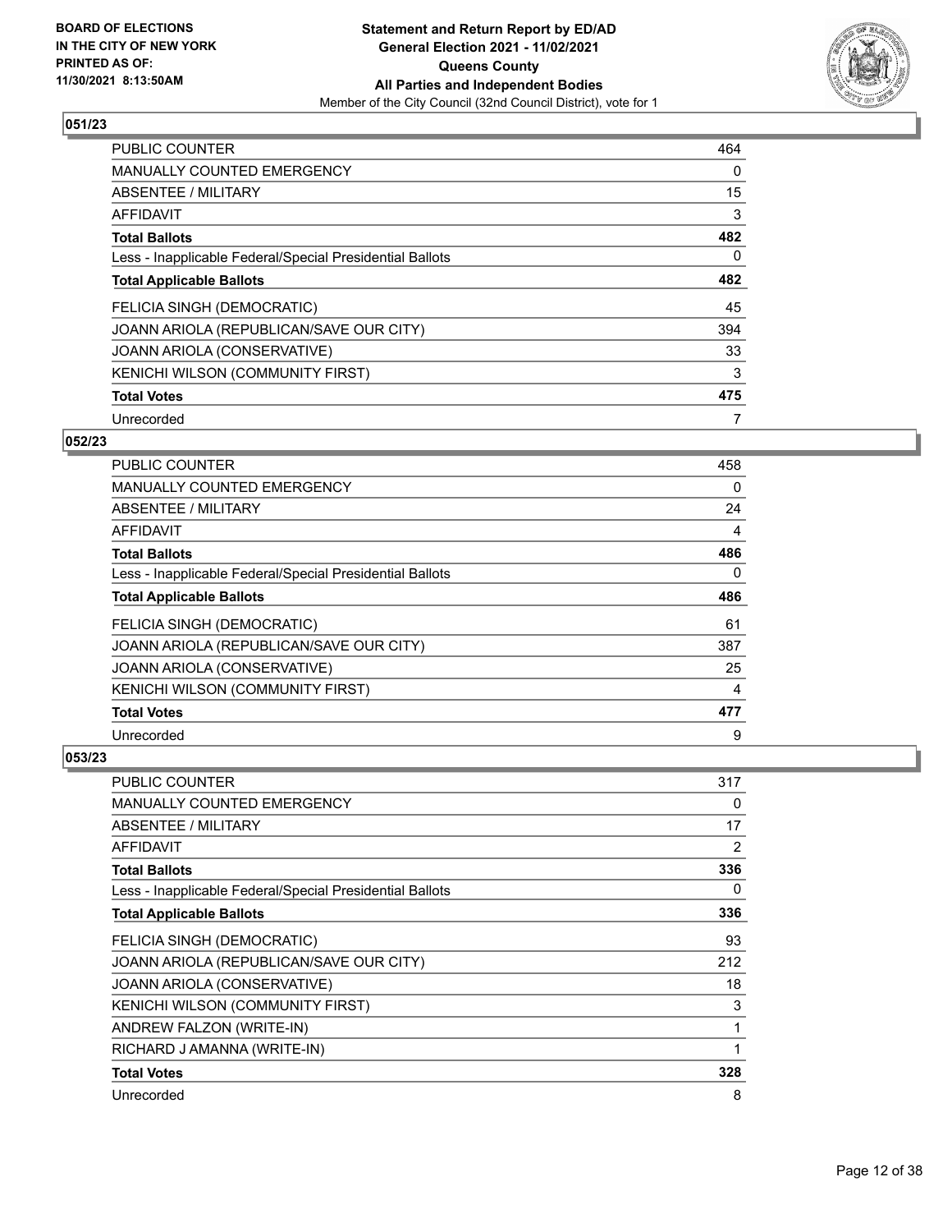**BOARD OF ELECTIONS IN THE CITY OF NEW YORK PRINTED AS OF: 11/30/2021 8:13:50AM**

**Statement and Return Report by ED/AD General Election 2021 - 11/02/2021 Queens County All Parties and Independent Bodies**

Member of the City Council (32nd Council District), vote for 1

## 051/23

| | |
|---|---|
| PUBLIC COUNTER | 464 |
| MANUALLY COUNTED EMERGENCY | 0 |
| ABSENTEE / MILITARY | 15 |
| AFFIDAVIT | 3 |
| **Total Ballots** | **482** |
| Less - Inapplicable Federal/Special Presidential Ballots | 0 |
| **Total Applicable Ballots** | **482** |
| FELICIA SINGH (DEMOCRATIC) | 45 |
| JOANN ARIOLA (REPUBLICAN/SAVE OUR CITY) | 394 |
| JOANN ARIOLA (CONSERVATIVE) | 33 |
| KENICHI WILSON (COMMUNITY FIRST) | 3 |
| **Total Votes** | **475** |
| Unrecorded | 7 |

## 052/23

| | |
|---|---|
| PUBLIC COUNTER | 458 |
| MANUALLY COUNTED EMERGENCY | 0 |
| ABSENTEE / MILITARY | 24 |
| AFFIDAVIT | 4 |
| **Total Ballots** | **486** |
| Less - Inapplicable Federal/Special Presidential Ballots | 0 |
| **Total Applicable Ballots** | **486** |
| FELICIA SINGH (DEMOCRATIC) | 61 |
| JOANN ARIOLA (REPUBLICAN/SAVE OUR CITY) | 387 |
| JOANN ARIOLA (CONSERVATIVE) | 25 |
| KENICHI WILSON (COMMUNITY FIRST) | 4 |
| **Total Votes** | **477** |
| Unrecorded | 9 |

## 053/23

| | |
|---|---|
| PUBLIC COUNTER | 317 |
| MANUALLY COUNTED EMERGENCY | 0 |
| ABSENTEE / MILITARY | 17 |
| AFFIDAVIT | 2 |
| **Total Ballots** | **336** |
| Less - Inapplicable Federal/Special Presidential Ballots | 0 |
| **Total Applicable Ballots** | **336** |
| FELICIA SINGH (DEMOCRATIC) | 93 |
| JOANN ARIOLA (REPUBLICAN/SAVE OUR CITY) | 212 |
| JOANN ARIOLA (CONSERVATIVE) | 18 |
| KENICHI WILSON (COMMUNITY FIRST) | 3 |
| ANDREW FALZON (WRITE-IN) | 1 |
| RICHARD J AMANNA (WRITE-IN) | 1 |
| **Total Votes** | **328** |
| Unrecorded | 8 |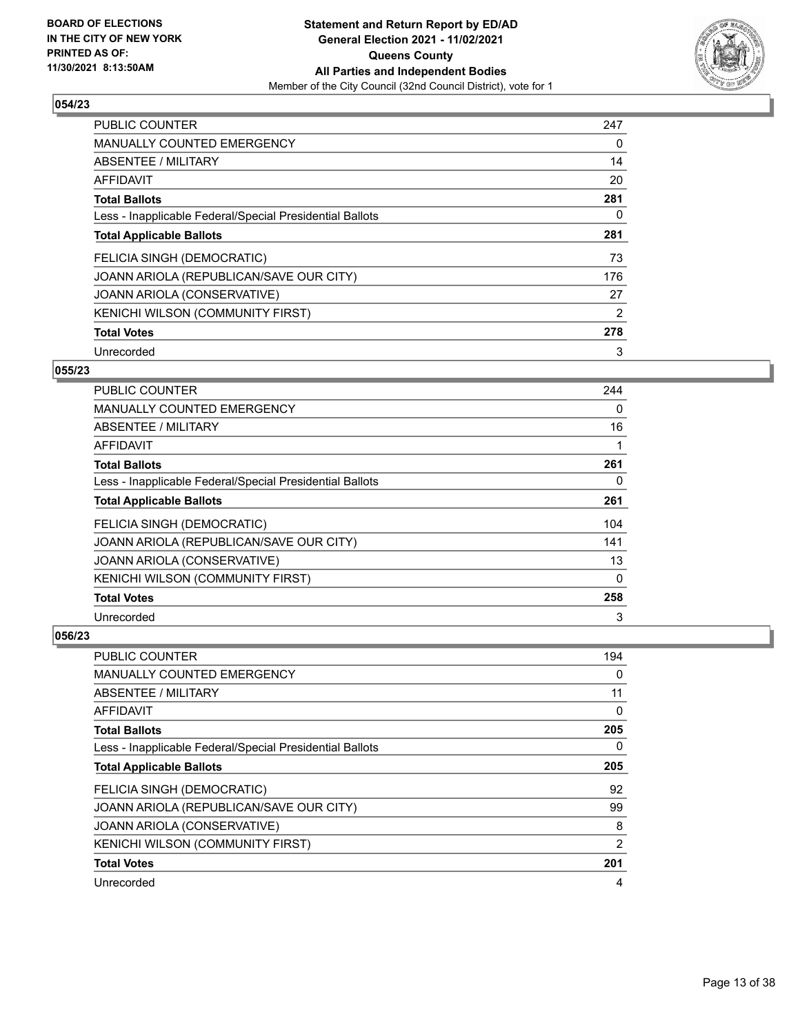## 054/23

| | |
|---|---|
| PUBLIC COUNTER | 247 |
| MANUALLY COUNTED EMERGENCY | 0 |
| ABSENTEE / MILITARY | 14 |
| AFFIDAVIT | 20 |
| **Total Ballots** | **281** |
| Less - Inapplicable Federal/Special Presidential Ballots | 0 |
| **Total Applicable Ballots** | **281** |
| FELICIA SINGH (DEMOCRATIC) | 73 |
| JOANN ARIOLA (REPUBLICAN/SAVE OUR CITY) | 176 |
| JOANN ARIOLA (CONSERVATIVE) | 27 |
| KENICHI WILSON (COMMUNITY FIRST) | 2 |
| **Total Votes** | **278** |
| Unrecorded | 3 |

## 055/23

| | |
|---|---|
| PUBLIC COUNTER | 244 |
| MANUALLY COUNTED EMERGENCY | 0 |
| ABSENTEE / MILITARY | 16 |
| AFFIDAVIT | 1 |
| **Total Ballots** | **261** |
| Less - Inapplicable Federal/Special Presidential Ballots | 0 |
| **Total Applicable Ballots** | **261** |
| FELICIA SINGH (DEMOCRATIC) | 104 |
| JOANN ARIOLA (REPUBLICAN/SAVE OUR CITY) | 141 |
| JOANN ARIOLA (CONSERVATIVE) | 13 |
| KENICHI WILSON (COMMUNITY FIRST) | 0 |
| **Total Votes** | **258** |
| Unrecorded | 3 |

## 056/23

| | |
|---|---|
| PUBLIC COUNTER | 194 |
| MANUALLY COUNTED EMERGENCY | 0 |
| ABSENTEE / MILITARY | 11 |
| AFFIDAVIT | 0 |
| **Total Ballots** | **205** |
| Less - Inapplicable Federal/Special Presidential Ballots | 0 |
| **Total Applicable Ballots** | **205** |
| FELICIA SINGH (DEMOCRATIC) | 92 |
| JOANN ARIOLA (REPUBLICAN/SAVE OUR CITY) | 99 |
| JOANN ARIOLA (CONSERVATIVE) | 8 |
| KENICHI WILSON (COMMUNITY FIRST) | 2 |
| **Total Votes** | **201** |
| Unrecorded | 4 |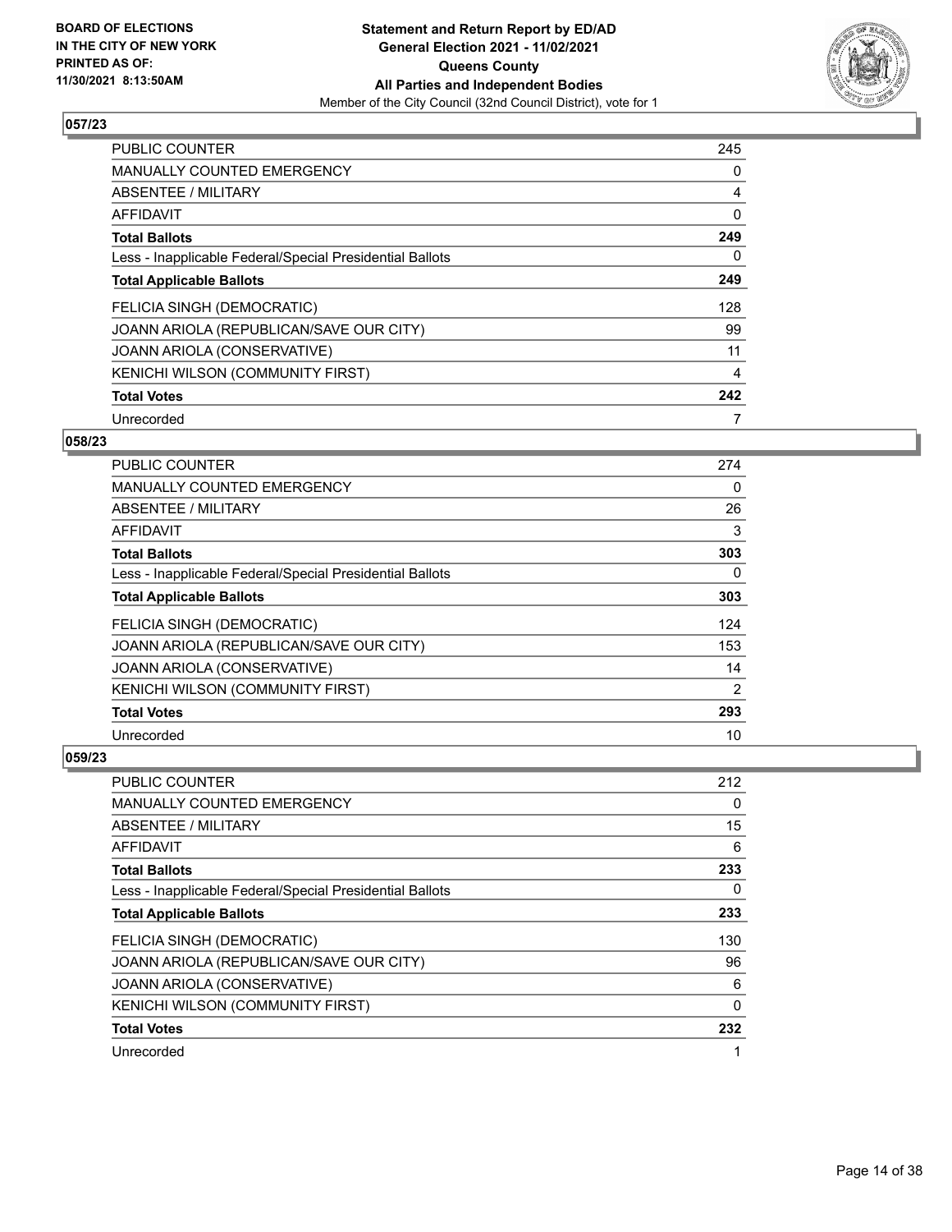**BOARD OF ELECTIONS IN THE CITY OF NEW YORK PRINTED AS OF: 11/30/2021 8:13:50AM**

**Statement and Return Report by ED/AD**
**General Election 2021 - 11/02/2021**
**Queens County**
**All Parties and Independent Bodies**
Member of the City Council (32nd Council District), vote for 1

## 057/23

| | |
|---|---|
| PUBLIC COUNTER | 245 |
| MANUALLY COUNTED EMERGENCY | 0 |
| ABSENTEE / MILITARY | 4 |
| AFFIDAVIT | 0 |
| **Total Ballots** | **249** |
| Less - Inapplicable Federal/Special Presidential Ballots | 0 |
| **Total Applicable Ballots** | **249** |
| FELICIA SINGH (DEMOCRATIC) | 128 |
| JOANN ARIOLA (REPUBLICAN/SAVE OUR CITY) | 99 |
| JOANN ARIOLA (CONSERVATIVE) | 11 |
| KENICHI WILSON (COMMUNITY FIRST) | 4 |
| **Total Votes** | **242** |
| Unrecorded | 7 |

## 058/23

| | |
|---|---|
| PUBLIC COUNTER | 274 |
| MANUALLY COUNTED EMERGENCY | 0 |
| ABSENTEE / MILITARY | 26 |
| AFFIDAVIT | 3 |
| **Total Ballots** | **303** |
| Less - Inapplicable Federal/Special Presidential Ballots | 0 |
| **Total Applicable Ballots** | **303** |
| FELICIA SINGH (DEMOCRATIC) | 124 |
| JOANN ARIOLA (REPUBLICAN/SAVE OUR CITY) | 153 |
| JOANN ARIOLA (CONSERVATIVE) | 14 |
| KENICHI WILSON (COMMUNITY FIRST) | 2 |
| **Total Votes** | **293** |
| Unrecorded | 10 |

## 059/23

| | |
|---|---|
| PUBLIC COUNTER | 212 |
| MANUALLY COUNTED EMERGENCY | 0 |
| ABSENTEE / MILITARY | 15 |
| AFFIDAVIT | 6 |
| **Total Ballots** | **233** |
| Less - Inapplicable Federal/Special Presidential Ballots | 0 |
| **Total Applicable Ballots** | **233** |
| FELICIA SINGH (DEMOCRATIC) | 130 |
| JOANN ARIOLA (REPUBLICAN/SAVE OUR CITY) | 96 |
| JOANN ARIOLA (CONSERVATIVE) | 6 |
| KENICHI WILSON (COMMUNITY FIRST) | 0 |
| **Total Votes** | **232** |
| Unrecorded | 1 |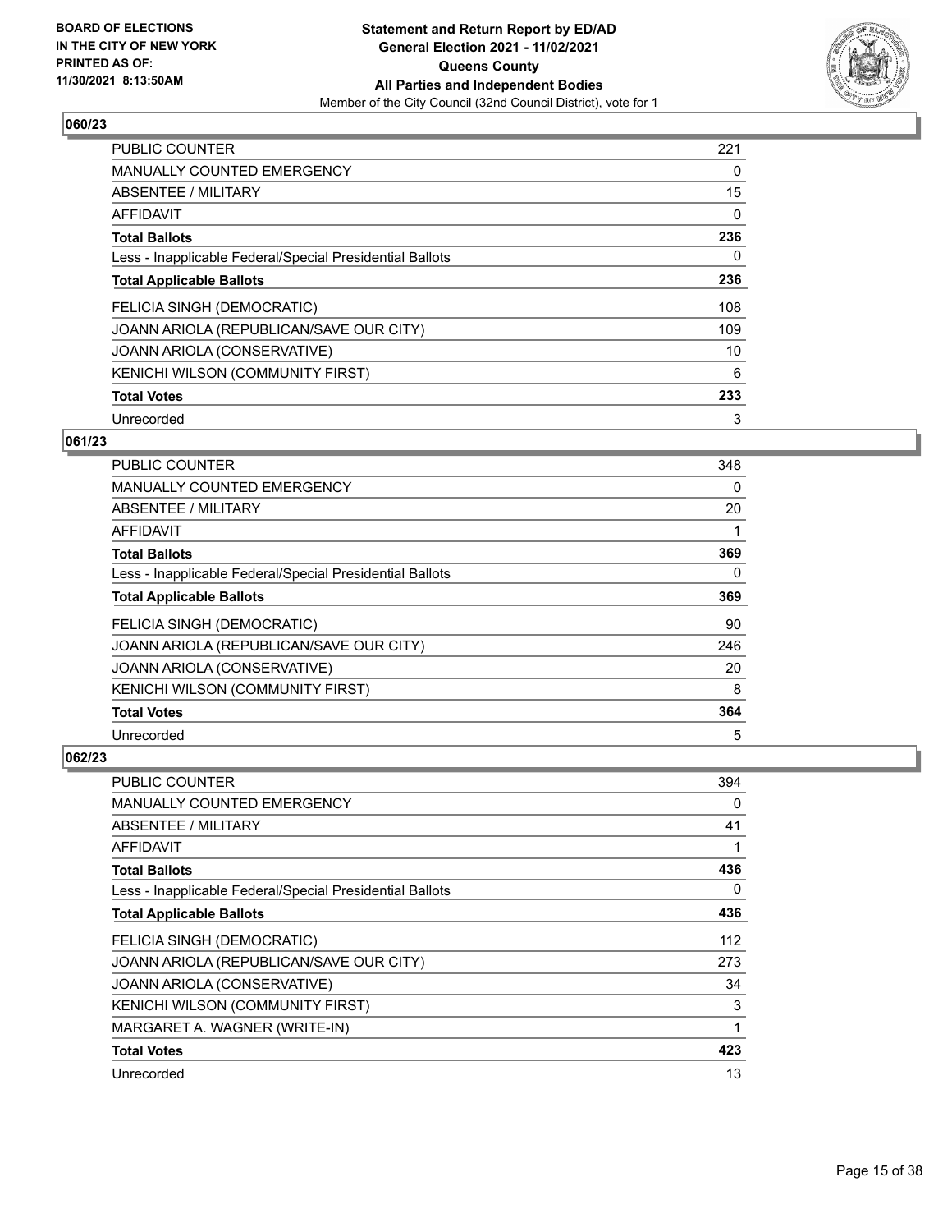## 060/23

| | |
|---|---|
| PUBLIC COUNTER | 221 |
| MANUALLY COUNTED EMERGENCY | 0 |
| ABSENTEE / MILITARY | 15 |
| AFFIDAVIT | 0 |
| **Total Ballots** | **236** |
| Less - Inapplicable Federal/Special Presidential Ballots | 0 |
| **Total Applicable Ballots** | **236** |
| FELICIA SINGH (DEMOCRATIC) | 108 |
| JOANN ARIOLA (REPUBLICAN/SAVE OUR CITY) | 109 |
| JOANN ARIOLA (CONSERVATIVE) | 10 |
| KENICHI WILSON (COMMUNITY FIRST) | 6 |
| **Total Votes** | **233** |
| Unrecorded | 3 |

## 061/23

| | |
|---|---|
| PUBLIC COUNTER | 348 |
| MANUALLY COUNTED EMERGENCY | 0 |
| ABSENTEE / MILITARY | 20 |
| AFFIDAVIT | 1 |
| **Total Ballots** | **369** |
| Less - Inapplicable Federal/Special Presidential Ballots | 0 |
| **Total Applicable Ballots** | **369** |
| FELICIA SINGH (DEMOCRATIC) | 90 |
| JOANN ARIOLA (REPUBLICAN/SAVE OUR CITY) | 246 |
| JOANN ARIOLA (CONSERVATIVE) | 20 |
| KENICHI WILSON (COMMUNITY FIRST) | 8 |
| **Total Votes** | **364** |
| Unrecorded | 5 |

## 062/23

| | |
|---|---|
| PUBLIC COUNTER | 394 |
| MANUALLY COUNTED EMERGENCY | 0 |
| ABSENTEE / MILITARY | 41 |
| AFFIDAVIT | 1 |
| **Total Ballots** | **436** |
| Less - Inapplicable Federal/Special Presidential Ballots | 0 |
| **Total Applicable Ballots** | **436** |
| FELICIA SINGH (DEMOCRATIC) | 112 |
| JOANN ARIOLA (REPUBLICAN/SAVE OUR CITY) | 273 |
| JOANN ARIOLA (CONSERVATIVE) | 34 |
| KENICHI WILSON (COMMUNITY FIRST) | 3 |
| MARGARET A. WAGNER (WRITE-IN) | 1 |
| **Total Votes** | **423** |
| Unrecorded | 13 |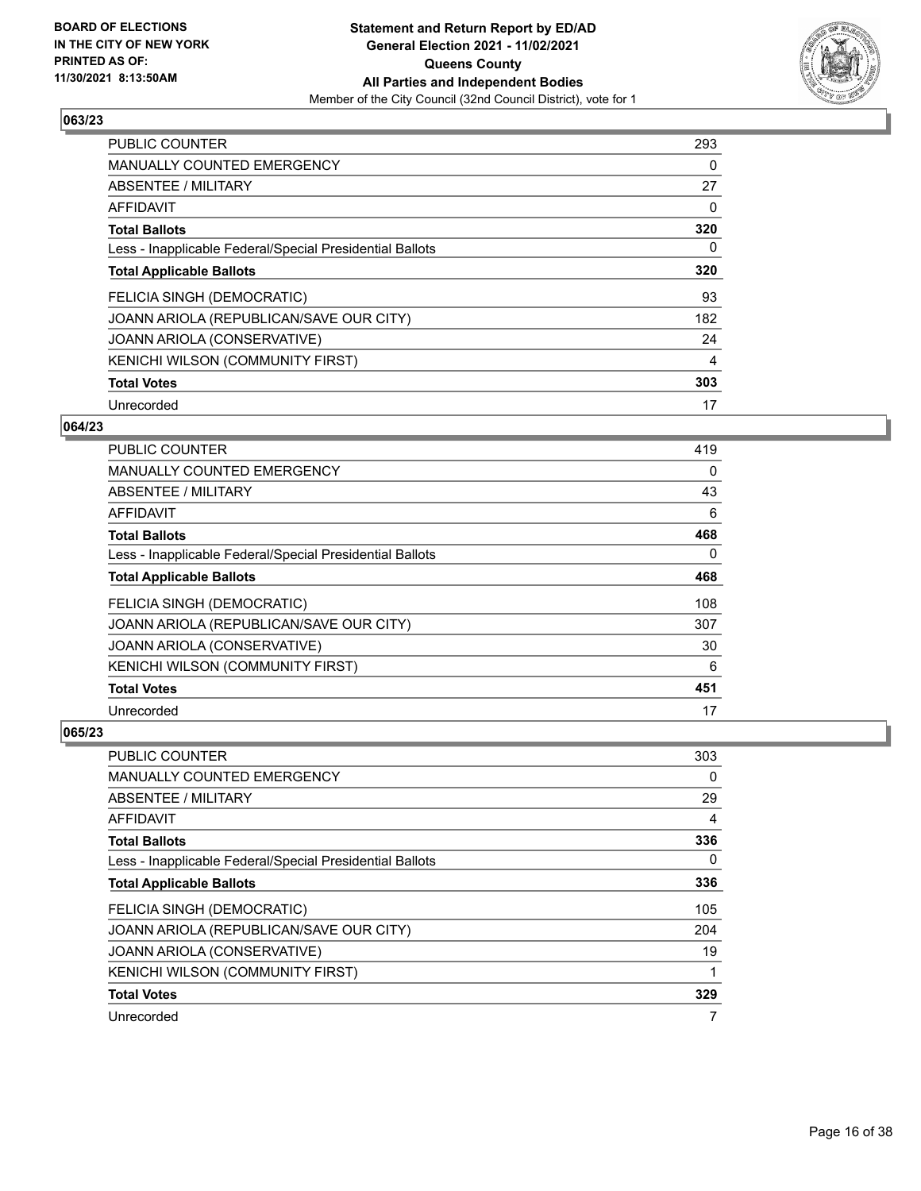**BOARD OF ELECTIONS IN THE CITY OF NEW YORK PRINTED AS OF: 11/30/2021 8:13:50AM**

**Statement and Return Report by ED/AD**
**General Election 2021 - 11/02/2021**
**Queens County**
**All Parties and Independent Bodies**
Member of the City Council (32nd Council District), vote for 1

### 063/23

| | |
|---|---|
| PUBLIC COUNTER | 293 |
| MANUALLY COUNTED EMERGENCY | 0 |
| ABSENTEE / MILITARY | 27 |
| AFFIDAVIT | 0 |
| **Total Ballots** | **320** |
| Less - Inapplicable Federal/Special Presidential Ballots | 0 |
| **Total Applicable Ballots** | **320** |
| FELICIA SINGH (DEMOCRATIC) | 93 |
| JOANN ARIOLA (REPUBLICAN/SAVE OUR CITY) | 182 |
| JOANN ARIOLA (CONSERVATIVE) | 24 |
| KENICHI WILSON (COMMUNITY FIRST) | 4 |
| **Total Votes** | **303** |
| Unrecorded | 17 |

### 064/23

| | |
|---|---|
| PUBLIC COUNTER | 419 |
| MANUALLY COUNTED EMERGENCY | 0 |
| ABSENTEE / MILITARY | 43 |
| AFFIDAVIT | 6 |
| **Total Ballots** | **468** |
| Less - Inapplicable Federal/Special Presidential Ballots | 0 |
| **Total Applicable Ballots** | **468** |
| FELICIA SINGH (DEMOCRATIC) | 108 |
| JOANN ARIOLA (REPUBLICAN/SAVE OUR CITY) | 307 |
| JOANN ARIOLA (CONSERVATIVE) | 30 |
| KENICHI WILSON (COMMUNITY FIRST) | 6 |
| **Total Votes** | **451** |
| Unrecorded | 17 |

### 065/23

| | |
|---|---|
| PUBLIC COUNTER | 303 |
| MANUALLY COUNTED EMERGENCY | 0 |
| ABSENTEE / MILITARY | 29 |
| AFFIDAVIT | 4 |
| **Total Ballots** | **336** |
| Less - Inapplicable Federal/Special Presidential Ballots | 0 |
| **Total Applicable Ballots** | **336** |
| FELICIA SINGH (DEMOCRATIC) | 105 |
| JOANN ARIOLA (REPUBLICAN/SAVE OUR CITY) | 204 |
| JOANN ARIOLA (CONSERVATIVE) | 19 |
| KENICHI WILSON (COMMUNITY FIRST) | 1 |
| **Total Votes** | **329** |
| Unrecorded | 7 |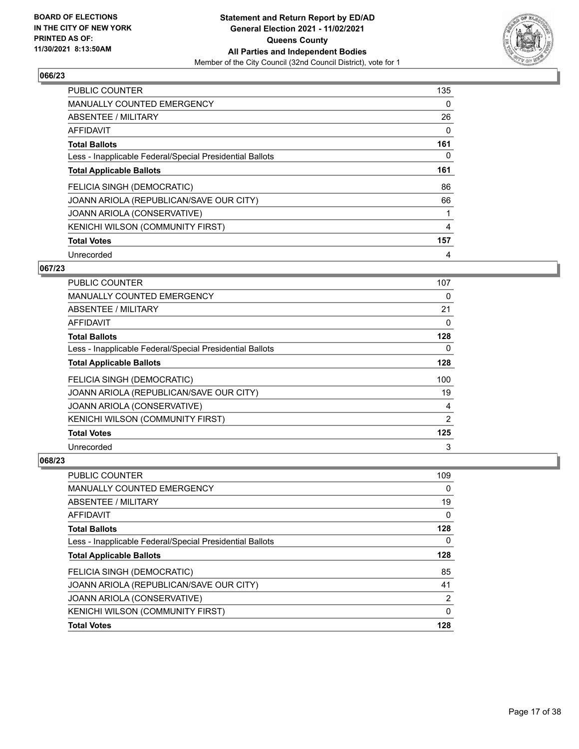**BOARD OF ELECTIONS IN THE CITY OF NEW YORK PRINTED AS OF: 11/30/2021 8:13:50AM**

**Statement and Return Report by ED/AD**
**General Election 2021 - 11/02/2021**
**Queens County**
**All Parties and Independent Bodies**
Member of the City Council (32nd Council District), vote for 1

### 066/23

| | |
|---|---|
| PUBLIC COUNTER | 135 |
| MANUALLY COUNTED EMERGENCY | 0 |
| ABSENTEE / MILITARY | 26 |
| AFFIDAVIT | 0 |
| **Total Ballots** | **161** |
| Less - Inapplicable Federal/Special Presidential Ballots | 0 |
| **Total Applicable Ballots** | **161** |
| FELICIA SINGH (DEMOCRATIC) | 86 |
| JOANN ARIOLA (REPUBLICAN/SAVE OUR CITY) | 66 |
| JOANN ARIOLA (CONSERVATIVE) | 1 |
| KENICHI WILSON (COMMUNITY FIRST) | 4 |
| **Total Votes** | **157** |
| Unrecorded | 4 |

### 067/23

| | |
|---|---|
| PUBLIC COUNTER | 107 |
| MANUALLY COUNTED EMERGENCY | 0 |
| ABSENTEE / MILITARY | 21 |
| AFFIDAVIT | 0 |
| **Total Ballots** | **128** |
| Less - Inapplicable Federal/Special Presidential Ballots | 0 |
| **Total Applicable Ballots** | **128** |
| FELICIA SINGH (DEMOCRATIC) | 100 |
| JOANN ARIOLA (REPUBLICAN/SAVE OUR CITY) | 19 |
| JOANN ARIOLA (CONSERVATIVE) | 4 |
| KENICHI WILSON (COMMUNITY FIRST) | 2 |
| **Total Votes** | **125** |
| Unrecorded | 3 |

### 068/23

| | |
|---|---|
| PUBLIC COUNTER | 109 |
| MANUALLY COUNTED EMERGENCY | 0 |
| ABSENTEE / MILITARY | 19 |
| AFFIDAVIT | 0 |
| **Total Ballots** | **128** |
| Less - Inapplicable Federal/Special Presidential Ballots | 0 |
| **Total Applicable Ballots** | **128** |
| FELICIA SINGH (DEMOCRATIC) | 85 |
| JOANN ARIOLA (REPUBLICAN/SAVE OUR CITY) | 41 |
| JOANN ARIOLA (CONSERVATIVE) | 2 |
| KENICHI WILSON (COMMUNITY FIRST) | 0 |
| **Total Votes** | **128** |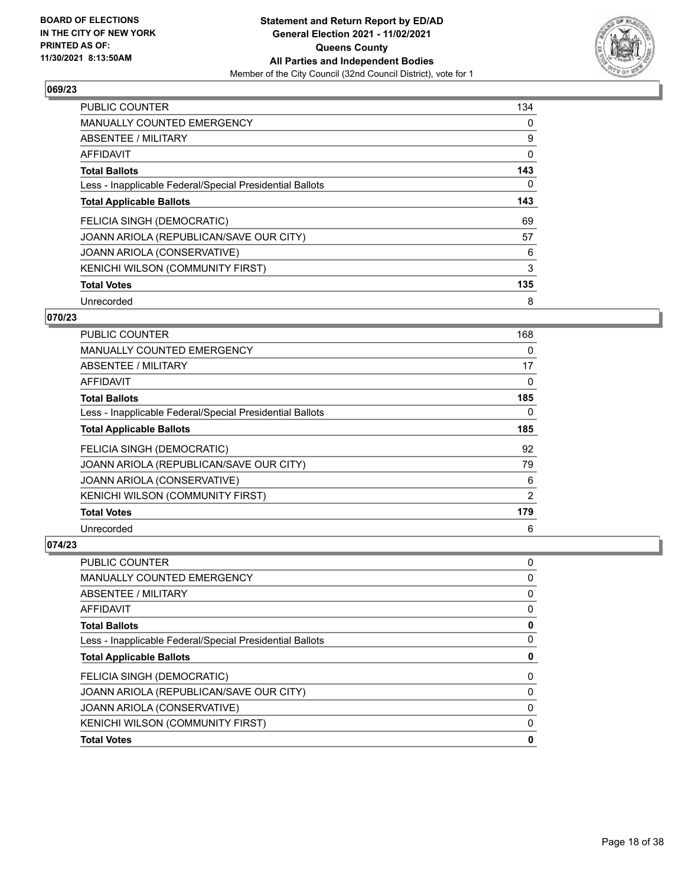## 069/23

| | |
|---|---|
| PUBLIC COUNTER | 134 |
| MANUALLY COUNTED EMERGENCY | 0 |
| ABSENTEE / MILITARY | 9 |
| AFFIDAVIT | 0 |
| **Total Ballots** | **143** |
| Less - Inapplicable Federal/Special Presidential Ballots | 0 |
| **Total Applicable Ballots** | **143** |
| FELICIA SINGH (DEMOCRATIC) | 69 |
| JOANN ARIOLA (REPUBLICAN/SAVE OUR CITY) | 57 |
| JOANN ARIOLA (CONSERVATIVE) | 6 |
| KENICHI WILSON (COMMUNITY FIRST) | 3 |
| **Total Votes** | **135** |
| Unrecorded | 8 |

## 070/23

| | |
|---|---|
| PUBLIC COUNTER | 168 |
| MANUALLY COUNTED EMERGENCY | 0 |
| ABSENTEE / MILITARY | 17 |
| AFFIDAVIT | 0 |
| **Total Ballots** | **185** |
| Less - Inapplicable Federal/Special Presidential Ballots | 0 |
| **Total Applicable Ballots** | **185** |
| FELICIA SINGH (DEMOCRATIC) | 92 |
| JOANN ARIOLA (REPUBLICAN/SAVE OUR CITY) | 79 |
| JOANN ARIOLA (CONSERVATIVE) | 6 |
| KENICHI WILSON (COMMUNITY FIRST) | 2 |
| **Total Votes** | **179** |
| Unrecorded | 6 |

## 074/23

| | |
|---|---|
| PUBLIC COUNTER | 0 |
| MANUALLY COUNTED EMERGENCY | 0 |
| ABSENTEE / MILITARY | 0 |
| AFFIDAVIT | 0 |
| **Total Ballots** | **0** |
| Less - Inapplicable Federal/Special Presidential Ballots | 0 |
| **Total Applicable Ballots** | **0** |
| FELICIA SINGH (DEMOCRATIC) | 0 |
| JOANN ARIOLA (REPUBLICAN/SAVE OUR CITY) | 0 |
| JOANN ARIOLA (CONSERVATIVE) | 0 |
| KENICHI WILSON (COMMUNITY FIRST) | 0 |
| **Total Votes** | **0** |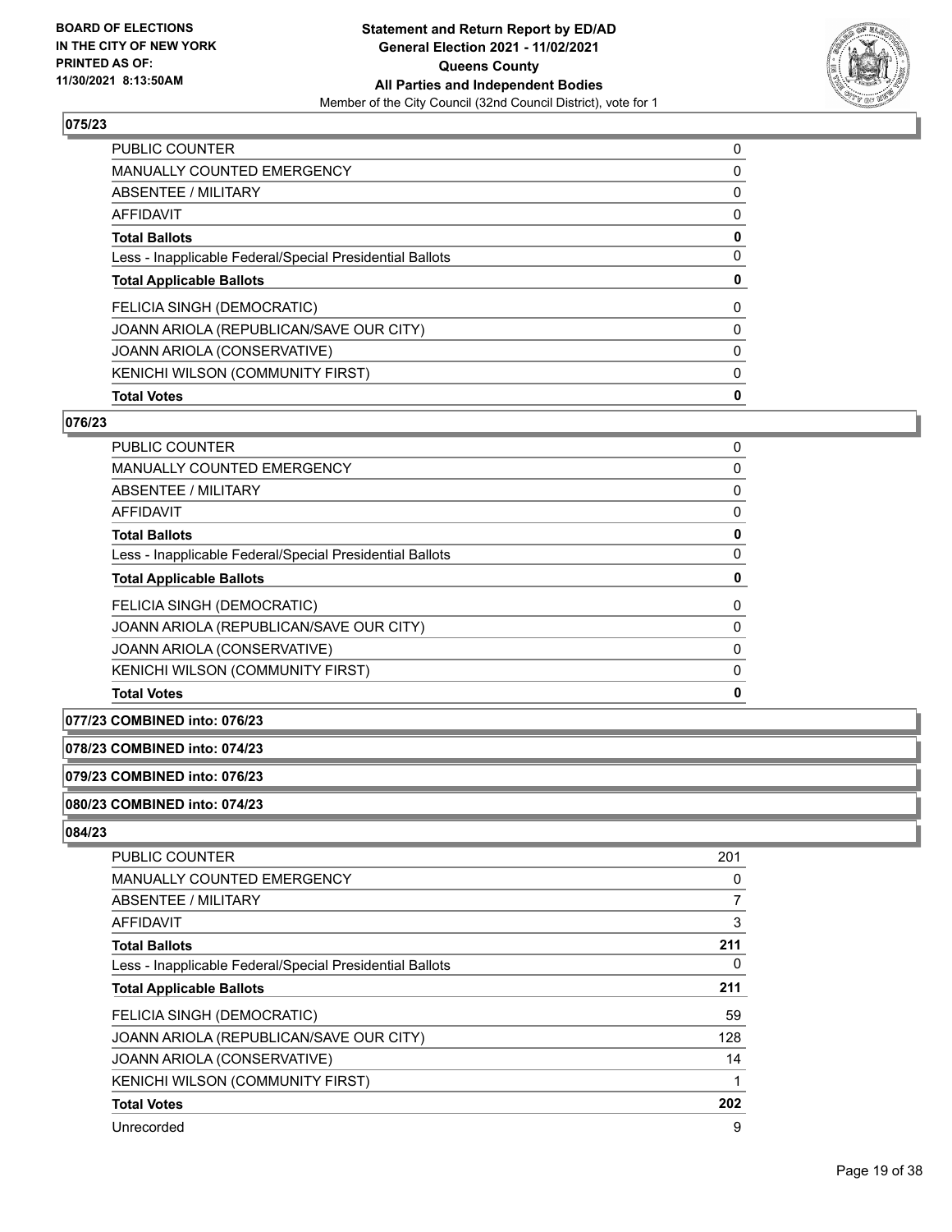**BOARD OF ELECTIONS IN THE CITY OF NEW YORK PRINTED AS OF: 11/30/2021 8:13:50AM**

**Statement and Return Report by ED/AD**
**General Election 2021 - 11/02/2021**
**Queens County**
**All Parties and Independent Bodies**
Member of the City Council (32nd Council District), vote for 1

### 075/23

| | |
|---|---|
| PUBLIC COUNTER | 0 |
| MANUALLY COUNTED EMERGENCY | 0 |
| ABSENTEE / MILITARY | 0 |
| AFFIDAVIT | 0 |
| **Total Ballots** | **0** |
| Less - Inapplicable Federal/Special Presidential Ballots | 0 |
| **Total Applicable Ballots** | **0** |
| FELICIA SINGH (DEMOCRATIC) | 0 |
| JOANN ARIOLA (REPUBLICAN/SAVE OUR CITY) | 0 |
| JOANN ARIOLA (CONSERVATIVE) | 0 |
| KENICHI WILSON (COMMUNITY FIRST) | 0 |
| **Total Votes** | **0** |

### 076/23

| | |
|---|---|
| PUBLIC COUNTER | 0 |
| MANUALLY COUNTED EMERGENCY | 0 |
| ABSENTEE / MILITARY | 0 |
| AFFIDAVIT | 0 |
| **Total Ballots** | **0** |
| Less - Inapplicable Federal/Special Presidential Ballots | 0 |
| **Total Applicable Ballots** | **0** |
| FELICIA SINGH (DEMOCRATIC) | 0 |
| JOANN ARIOLA (REPUBLICAN/SAVE OUR CITY) | 0 |
| JOANN ARIOLA (CONSERVATIVE) | 0 |
| KENICHI WILSON (COMMUNITY FIRST) | 0 |
| **Total Votes** | **0** |

### 077/23 COMBINED into: 076/23

### 078/23 COMBINED into: 074/23

### 079/23 COMBINED into: 076/23

### 080/23 COMBINED into: 074/23

### 084/23

| | |
|---|---|
| PUBLIC COUNTER | 201 |
| MANUALLY COUNTED EMERGENCY | 0 |
| ABSENTEE / MILITARY | 7 |
| AFFIDAVIT | 3 |
| **Total Ballots** | **211** |
| Less - Inapplicable Federal/Special Presidential Ballots | 0 |
| **Total Applicable Ballots** | **211** |
| FELICIA SINGH (DEMOCRATIC) | 59 |
| JOANN ARIOLA (REPUBLICAN/SAVE OUR CITY) | 128 |
| JOANN ARIOLA (CONSERVATIVE) | 14 |
| KENICHI WILSON (COMMUNITY FIRST) | 1 |
| **Total Votes** | **202** |
| Unrecorded | 9 |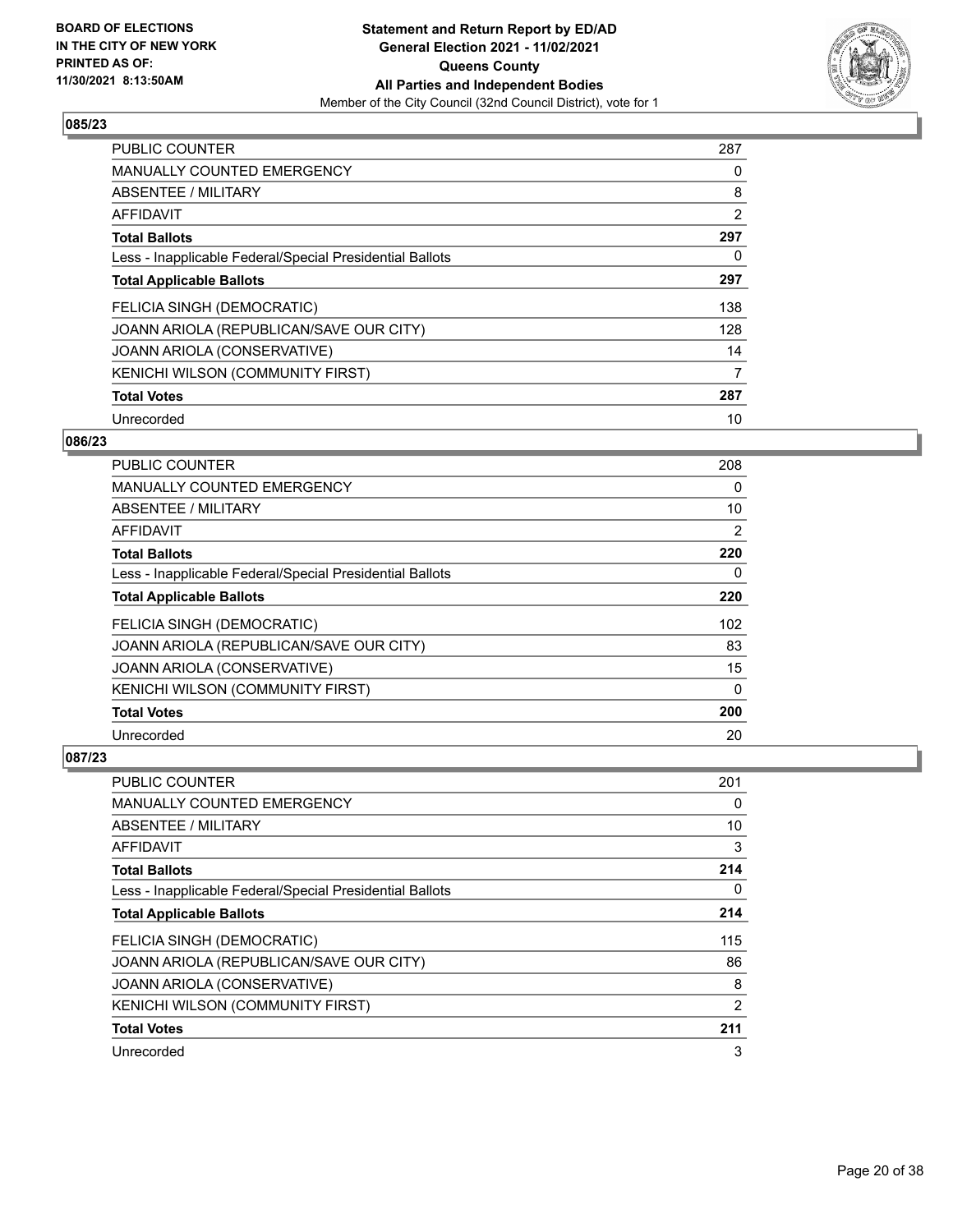### 085/23

| | |
|---|---|
| PUBLIC COUNTER | 287 |
| MANUALLY COUNTED EMERGENCY | 0 |
| ABSENTEE / MILITARY | 8 |
| AFFIDAVIT | 2 |
| **Total Ballots** | **297** |
| Less - Inapplicable Federal/Special Presidential Ballots | 0 |
| **Total Applicable Ballots** | **297** |
| FELICIA SINGH (DEMOCRATIC) | 138 |
| JOANN ARIOLA (REPUBLICAN/SAVE OUR CITY) | 128 |
| JOANN ARIOLA (CONSERVATIVE) | 14 |
| KENICHI WILSON (COMMUNITY FIRST) | 7 |
| **Total Votes** | **287** |
| Unrecorded | 10 |

### 086/23

| | |
|---|---|
| PUBLIC COUNTER | 208 |
| MANUALLY COUNTED EMERGENCY | 0 |
| ABSENTEE / MILITARY | 10 |
| AFFIDAVIT | 2 |
| **Total Ballots** | **220** |
| Less - Inapplicable Federal/Special Presidential Ballots | 0 |
| **Total Applicable Ballots** | **220** |
| FELICIA SINGH (DEMOCRATIC) | 102 |
| JOANN ARIOLA (REPUBLICAN/SAVE OUR CITY) | 83 |
| JOANN ARIOLA (CONSERVATIVE) | 15 |
| KENICHI WILSON (COMMUNITY FIRST) | 0 |
| **Total Votes** | **200** |
| Unrecorded | 20 |

### 087/23

| | |
|---|---|
| PUBLIC COUNTER | 201 |
| MANUALLY COUNTED EMERGENCY | 0 |
| ABSENTEE / MILITARY | 10 |
| AFFIDAVIT | 3 |
| **Total Ballots** | **214** |
| Less - Inapplicable Federal/Special Presidential Ballots | 0 |
| **Total Applicable Ballots** | **214** |
| FELICIA SINGH (DEMOCRATIC) | 115 |
| JOANN ARIOLA (REPUBLICAN/SAVE OUR CITY) | 86 |
| JOANN ARIOLA (CONSERVATIVE) | 8 |
| KENICHI WILSON (COMMUNITY FIRST) | 2 |
| **Total Votes** | **211** |
| Unrecorded | 3 |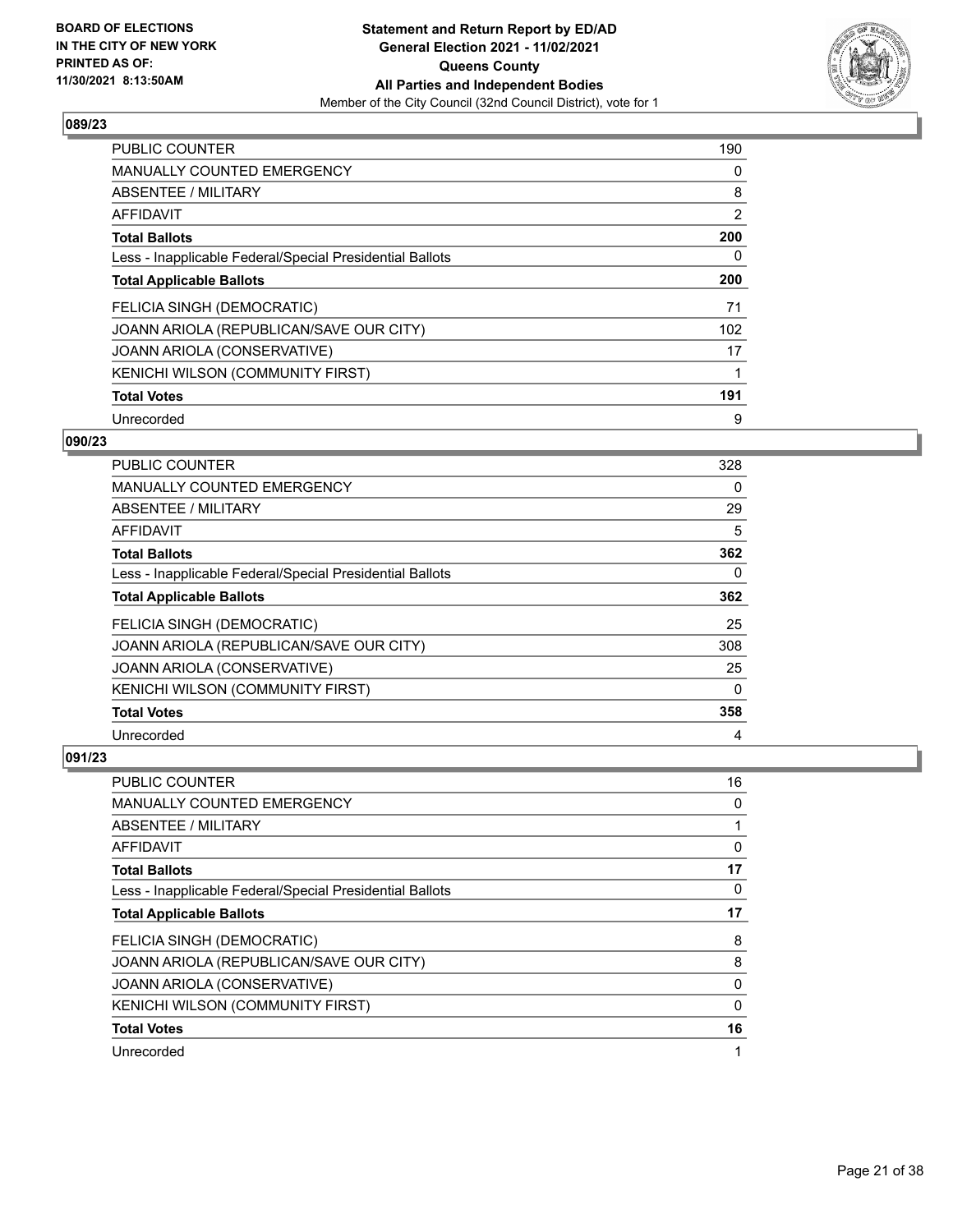## 089/23

| | |
|---|---|
| PUBLIC COUNTER | 190 |
| MANUALLY COUNTED EMERGENCY | 0 |
| ABSENTEE / MILITARY | 8 |
| AFFIDAVIT | 2 |
| **Total Ballots** | **200** |
| Less - Inapplicable Federal/Special Presidential Ballots | 0 |
| **Total Applicable Ballots** | **200** |
| FELICIA SINGH (DEMOCRATIC) | 71 |
| JOANN ARIOLA (REPUBLICAN/SAVE OUR CITY) | 102 |
| JOANN ARIOLA (CONSERVATIVE) | 17 |
| KENICHI WILSON (COMMUNITY FIRST) | 1 |
| **Total Votes** | **191** |
| Unrecorded | 9 |

## 090/23

| | |
|---|---|
| PUBLIC COUNTER | 328 |
| MANUALLY COUNTED EMERGENCY | 0 |
| ABSENTEE / MILITARY | 29 |
| AFFIDAVIT | 5 |
| **Total Ballots** | **362** |
| Less - Inapplicable Federal/Special Presidential Ballots | 0 |
| **Total Applicable Ballots** | **362** |
| FELICIA SINGH (DEMOCRATIC) | 25 |
| JOANN ARIOLA (REPUBLICAN/SAVE OUR CITY) | 308 |
| JOANN ARIOLA (CONSERVATIVE) | 25 |
| KENICHI WILSON (COMMUNITY FIRST) | 0 |
| **Total Votes** | **358** |
| Unrecorded | 4 |

## 091/23

| | |
|---|---|
| PUBLIC COUNTER | 16 |
| MANUALLY COUNTED EMERGENCY | 0 |
| ABSENTEE / MILITARY | 1 |
| AFFIDAVIT | 0 |
| **Total Ballots** | **17** |
| Less - Inapplicable Federal/Special Presidential Ballots | 0 |
| **Total Applicable Ballots** | **17** |
| FELICIA SINGH (DEMOCRATIC) | 8 |
| JOANN ARIOLA (REPUBLICAN/SAVE OUR CITY) | 8 |
| JOANN ARIOLA (CONSERVATIVE) | 0 |
| KENICHI WILSON (COMMUNITY FIRST) | 0 |
| **Total Votes** | **16** |
| Unrecorded | 1 |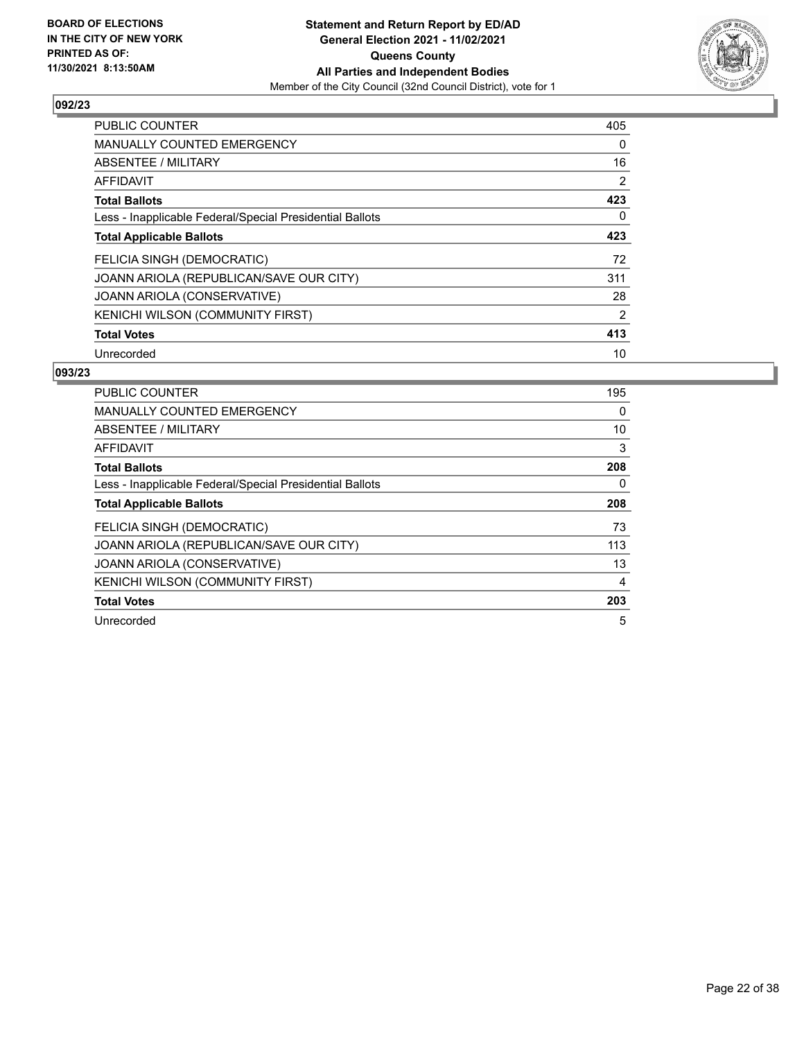**BOARD OF ELECTIONS IN THE CITY OF NEW YORK PRINTED AS OF: 11/30/2021 8:13:50AM**

**Statement and Return Report by ED/AD General Election 2021 - 11/02/2021 Queens County All Parties and Independent Bodies**

Member of the City Council (32nd Council District), vote for 1

## 092/23

| | |
|---|---|
| PUBLIC COUNTER | 405 |
| MANUALLY COUNTED EMERGENCY | 0 |
| ABSENTEE / MILITARY | 16 |
| AFFIDAVIT | 2 |
| **Total Ballots** | **423** |
| Less - Inapplicable Federal/Special Presidential Ballots | 0 |
| **Total Applicable Ballots** | **423** |
| FELICIA SINGH (DEMOCRATIC) | 72 |
| JOANN ARIOLA (REPUBLICAN/SAVE OUR CITY) | 311 |
| JOANN ARIOLA (CONSERVATIVE) | 28 |
| KENICHI WILSON (COMMUNITY FIRST) | 2 |
| **Total Votes** | **413** |
| Unrecorded | 10 |

## 093/23

| | |
|---|---|
| PUBLIC COUNTER | 195 |
| MANUALLY COUNTED EMERGENCY | 0 |
| ABSENTEE / MILITARY | 10 |
| AFFIDAVIT | 3 |
| **Total Ballots** | **208** |
| Less - Inapplicable Federal/Special Presidential Ballots | 0 |
| **Total Applicable Ballots** | **208** |
| FELICIA SINGH (DEMOCRATIC) | 73 |
| JOANN ARIOLA (REPUBLICAN/SAVE OUR CITY) | 113 |
| JOANN ARIOLA (CONSERVATIVE) | 13 |
| KENICHI WILSON (COMMUNITY FIRST) | 4 |
| **Total Votes** | **203** |
| Unrecorded | 5 |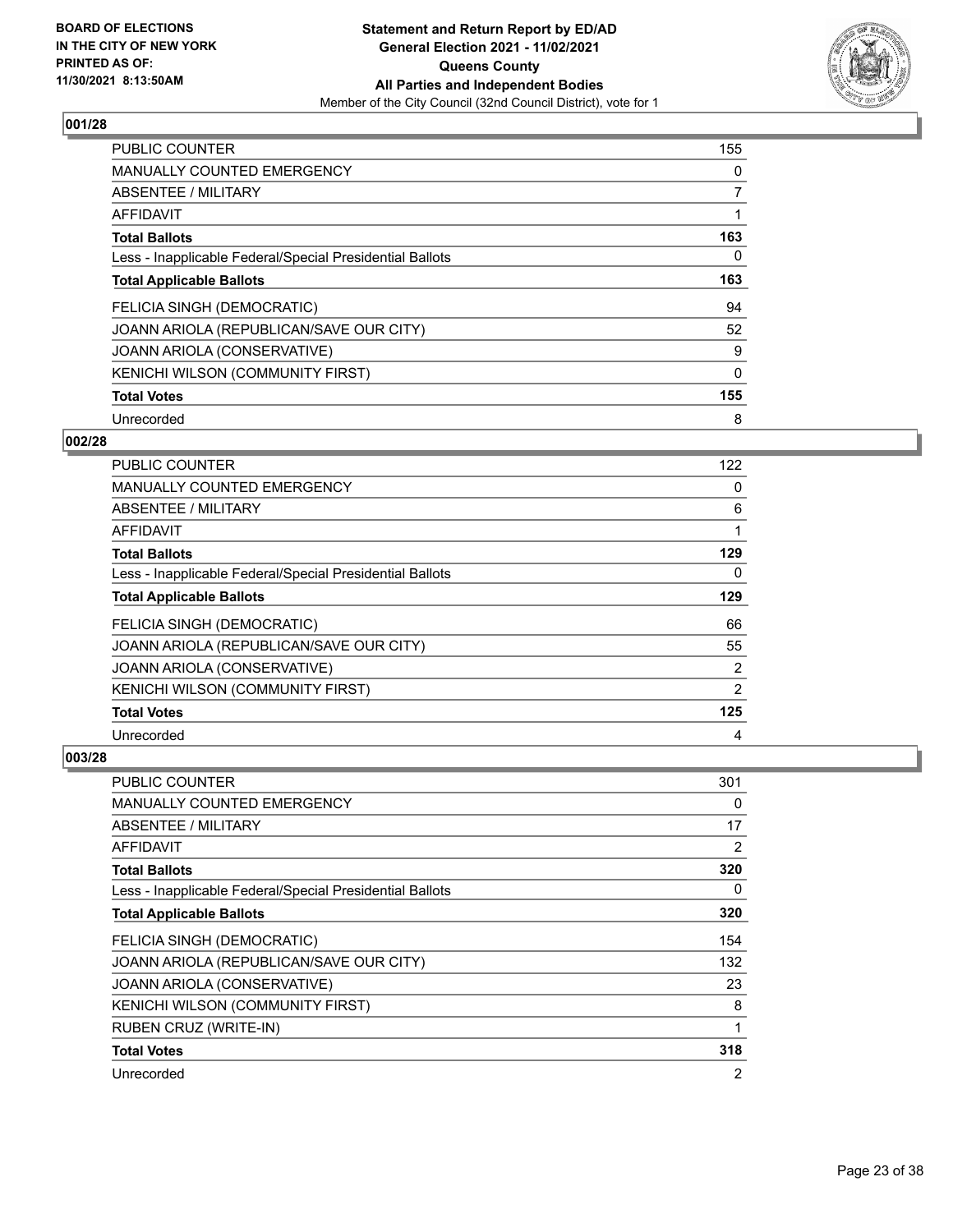BOARD OF ELECTIONS
IN THE CITY OF NEW YORK
PRINTED AS OF:
11/30/2021 8:13:50AM

**Statement and Return Report by ED/AD**
**General Election 2021 - 11/02/2021**
**Queens County**
**All Parties and Independent Bodies**
Member of the City Council (32nd Council District), vote for 1

### 001/28

| | |
|---|---|
| PUBLIC COUNTER | 155 |
| MANUALLY COUNTED EMERGENCY | 0 |
| ABSENTEE / MILITARY | 7 |
| AFFIDAVIT | 1 |
| **Total Ballots** | **163** |
| Less - Inapplicable Federal/Special Presidential Ballots | 0 |
| **Total Applicable Ballots** | **163** |
| FELICIA SINGH (DEMOCRATIC) | 94 |
| JOANN ARIOLA (REPUBLICAN/SAVE OUR CITY) | 52 |
| JOANN ARIOLA (CONSERVATIVE) | 9 |
| KENICHI WILSON (COMMUNITY FIRST) | 0 |
| **Total Votes** | **155** |
| Unrecorded | 8 |

### 002/28

| | |
|---|---|
| PUBLIC COUNTER | 122 |
| MANUALLY COUNTED EMERGENCY | 0 |
| ABSENTEE / MILITARY | 6 |
| AFFIDAVIT | 1 |
| **Total Ballots** | **129** |
| Less - Inapplicable Federal/Special Presidential Ballots | 0 |
| **Total Applicable Ballots** | **129** |
| FELICIA SINGH (DEMOCRATIC) | 66 |
| JOANN ARIOLA (REPUBLICAN/SAVE OUR CITY) | 55 |
| JOANN ARIOLA (CONSERVATIVE) | 2 |
| KENICHI WILSON (COMMUNITY FIRST) | 2 |
| **Total Votes** | **125** |
| Unrecorded | 4 |

### 003/28

| | |
|---|---|
| PUBLIC COUNTER | 301 |
| MANUALLY COUNTED EMERGENCY | 0 |
| ABSENTEE / MILITARY | 17 |
| AFFIDAVIT | 2 |
| **Total Ballots** | **320** |
| Less - Inapplicable Federal/Special Presidential Ballots | 0 |
| **Total Applicable Ballots** | **320** |
| FELICIA SINGH (DEMOCRATIC) | 154 |
| JOANN ARIOLA (REPUBLICAN/SAVE OUR CITY) | 132 |
| JOANN ARIOLA (CONSERVATIVE) | 23 |
| KENICHI WILSON (COMMUNITY FIRST) | 8 |
| RUBEN CRUZ (WRITE-IN) | 1 |
| **Total Votes** | **318** |
| Unrecorded | 2 |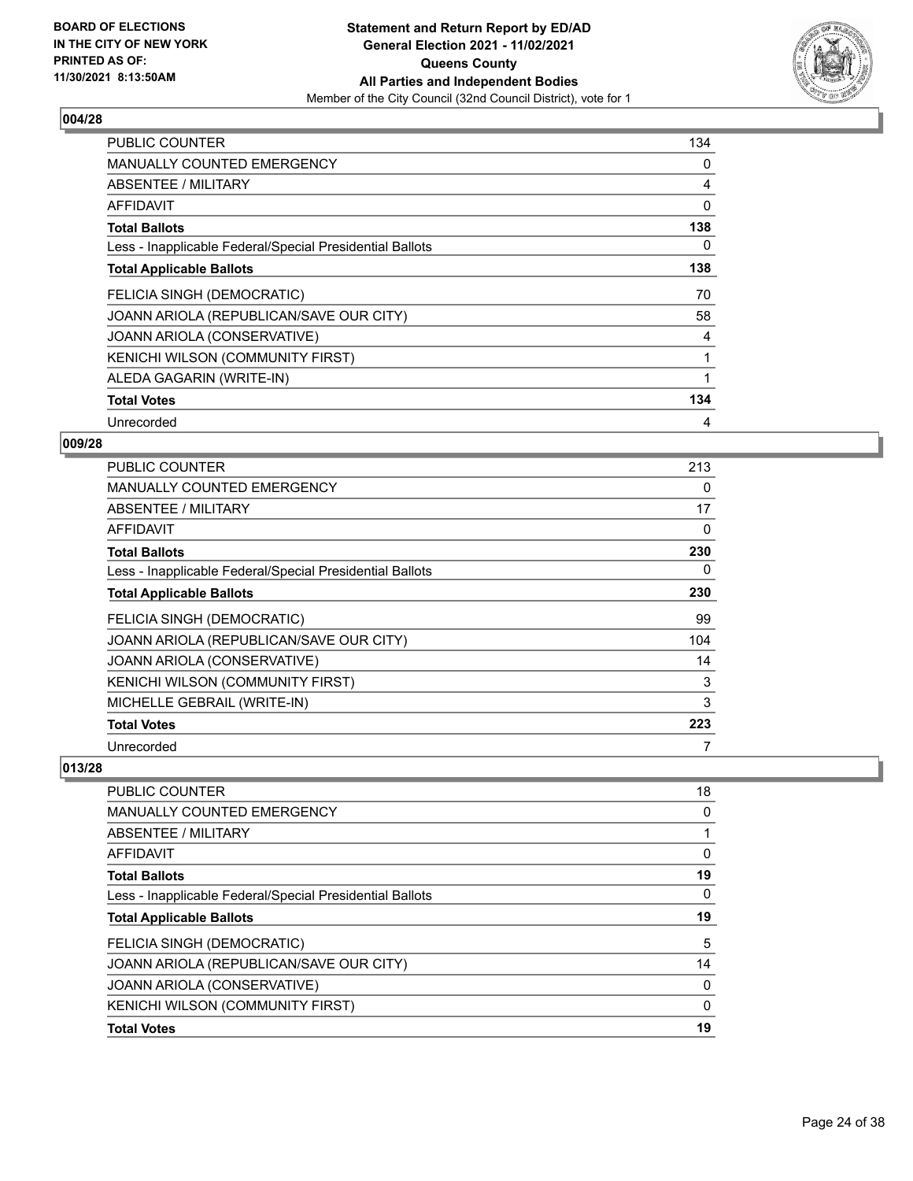## 004/28

| PUBLIC COUNTER | 134 |
|---|---|
| MANUALLY COUNTED EMERGENCY | 0 |
| ABSENTEE / MILITARY | 4 |
| AFFIDAVIT | 0 |
| **Total Ballots** | **138** |
| Less - Inapplicable Federal/Special Presidential Ballots | 0 |
| **Total Applicable Ballots** | **138** |
| FELICIA SINGH (DEMOCRATIC) | 70 |
| JOANN ARIOLA (REPUBLICAN/SAVE OUR CITY) | 58 |
| JOANN ARIOLA (CONSERVATIVE) | 4 |
| KENICHI WILSON (COMMUNITY FIRST) | 1 |
| ALEDA GAGARIN (WRITE-IN) | 1 |
| **Total Votes** | **134** |
| Unrecorded | 4 |

## 009/28

| PUBLIC COUNTER | 213 |
|---|---|
| MANUALLY COUNTED EMERGENCY | 0 |
| ABSENTEE / MILITARY | 17 |
| AFFIDAVIT | 0 |
| **Total Ballots** | **230** |
| Less - Inapplicable Federal/Special Presidential Ballots | 0 |
| **Total Applicable Ballots** | **230** |
| FELICIA SINGH (DEMOCRATIC) | 99 |
| JOANN ARIOLA (REPUBLICAN/SAVE OUR CITY) | 104 |
| JOANN ARIOLA (CONSERVATIVE) | 14 |
| KENICHI WILSON (COMMUNITY FIRST) | 3 |
| MICHELLE GEBRAIL (WRITE-IN) | 3 |
| **Total Votes** | **223** |
| Unrecorded | 7 |

## 013/28

| PUBLIC COUNTER | 18 |
|---|---|
| MANUALLY COUNTED EMERGENCY | 0 |
| ABSENTEE / MILITARY | 1 |
| AFFIDAVIT | 0 |
| **Total Ballots** | **19** |
| Less - Inapplicable Federal/Special Presidential Ballots | 0 |
| **Total Applicable Ballots** | **19** |
| FELICIA SINGH (DEMOCRATIC) | 5 |
| JOANN ARIOLA (REPUBLICAN/SAVE OUR CITY) | 14 |
| JOANN ARIOLA (CONSERVATIVE) | 0 |
| KENICHI WILSON (COMMUNITY FIRST) | 0 |
| **Total Votes** | **19** |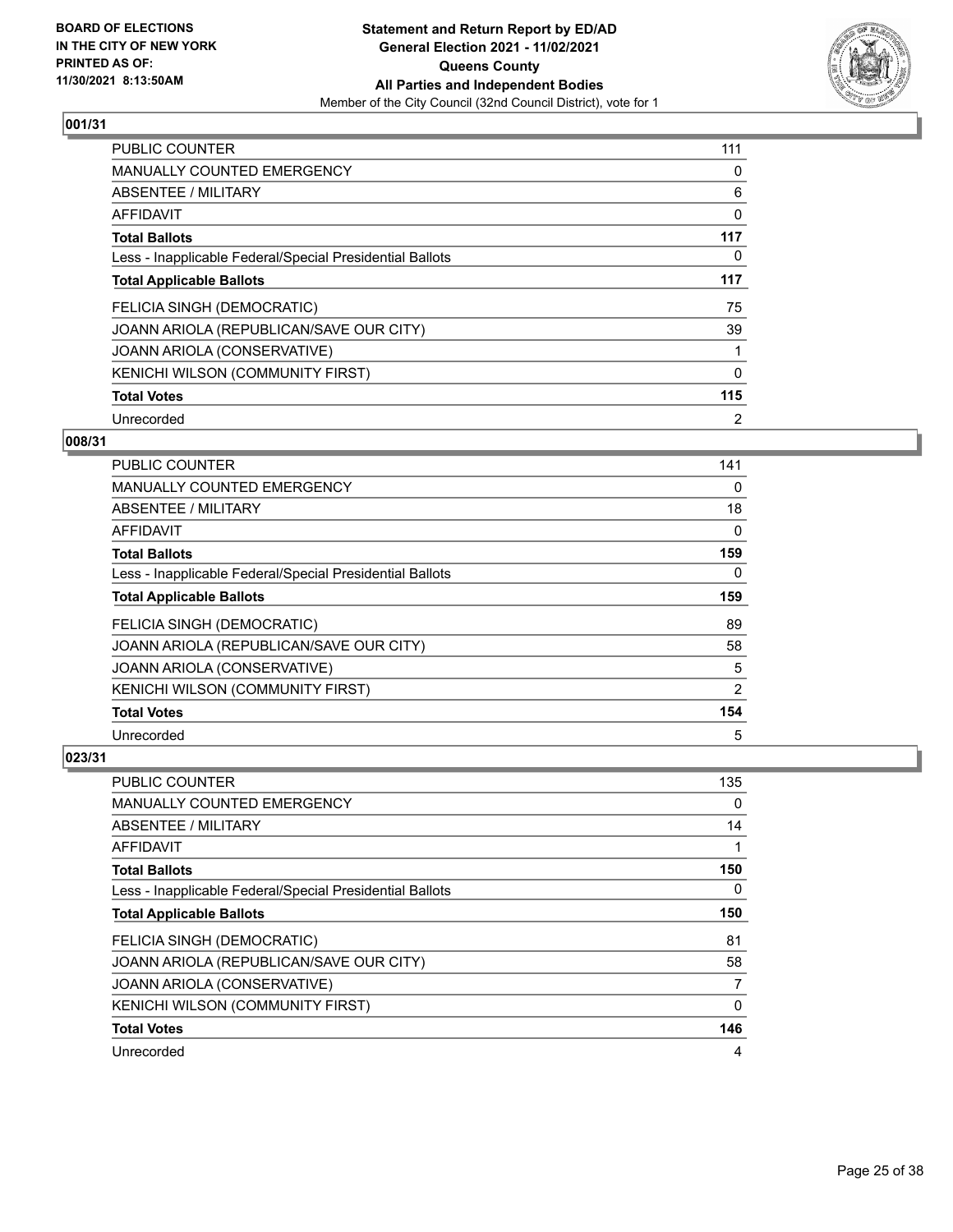BOARD OF ELECTIONS
IN THE CITY OF NEW YORK
PRINTED AS OF:
11/30/2021 8:13:50AM

**Statement and Return Report by ED/AD**
**General Election 2021 - 11/02/2021**
**Queens County**
**All Parties and Independent Bodies**
Member of the City Council (32nd Council District), vote for 1

### 001/31

| | |
|---|---|
| PUBLIC COUNTER | 111 |
| MANUALLY COUNTED EMERGENCY | 0 |
| ABSENTEE / MILITARY | 6 |
| AFFIDAVIT | 0 |
| **Total Ballots** | **117** |
| Less - Inapplicable Federal/Special Presidential Ballots | 0 |
| **Total Applicable Ballots** | **117** |
| FELICIA SINGH (DEMOCRATIC) | 75 |
| JOANN ARIOLA (REPUBLICAN/SAVE OUR CITY) | 39 |
| JOANN ARIOLA (CONSERVATIVE) | 1 |
| KENICHI WILSON (COMMUNITY FIRST) | 0 |
| **Total Votes** | **115** |
| Unrecorded | 2 |

### 008/31

| | |
|---|---|
| PUBLIC COUNTER | 141 |
| MANUALLY COUNTED EMERGENCY | 0 |
| ABSENTEE / MILITARY | 18 |
| AFFIDAVIT | 0 |
| **Total Ballots** | **159** |
| Less - Inapplicable Federal/Special Presidential Ballots | 0 |
| **Total Applicable Ballots** | **159** |
| FELICIA SINGH (DEMOCRATIC) | 89 |
| JOANN ARIOLA (REPUBLICAN/SAVE OUR CITY) | 58 |
| JOANN ARIOLA (CONSERVATIVE) | 5 |
| KENICHI WILSON (COMMUNITY FIRST) | 2 |
| **Total Votes** | **154** |
| Unrecorded | 5 |

### 023/31

| | |
|---|---|
| PUBLIC COUNTER | 135 |
| MANUALLY COUNTED EMERGENCY | 0 |
| ABSENTEE / MILITARY | 14 |
| AFFIDAVIT | 1 |
| **Total Ballots** | **150** |
| Less - Inapplicable Federal/Special Presidential Ballots | 0 |
| **Total Applicable Ballots** | **150** |
| FELICIA SINGH (DEMOCRATIC) | 81 |
| JOANN ARIOLA (REPUBLICAN/SAVE OUR CITY) | 58 |
| JOANN ARIOLA (CONSERVATIVE) | 7 |
| KENICHI WILSON (COMMUNITY FIRST) | 0 |
| **Total Votes** | **146** |
| Unrecorded | 4 |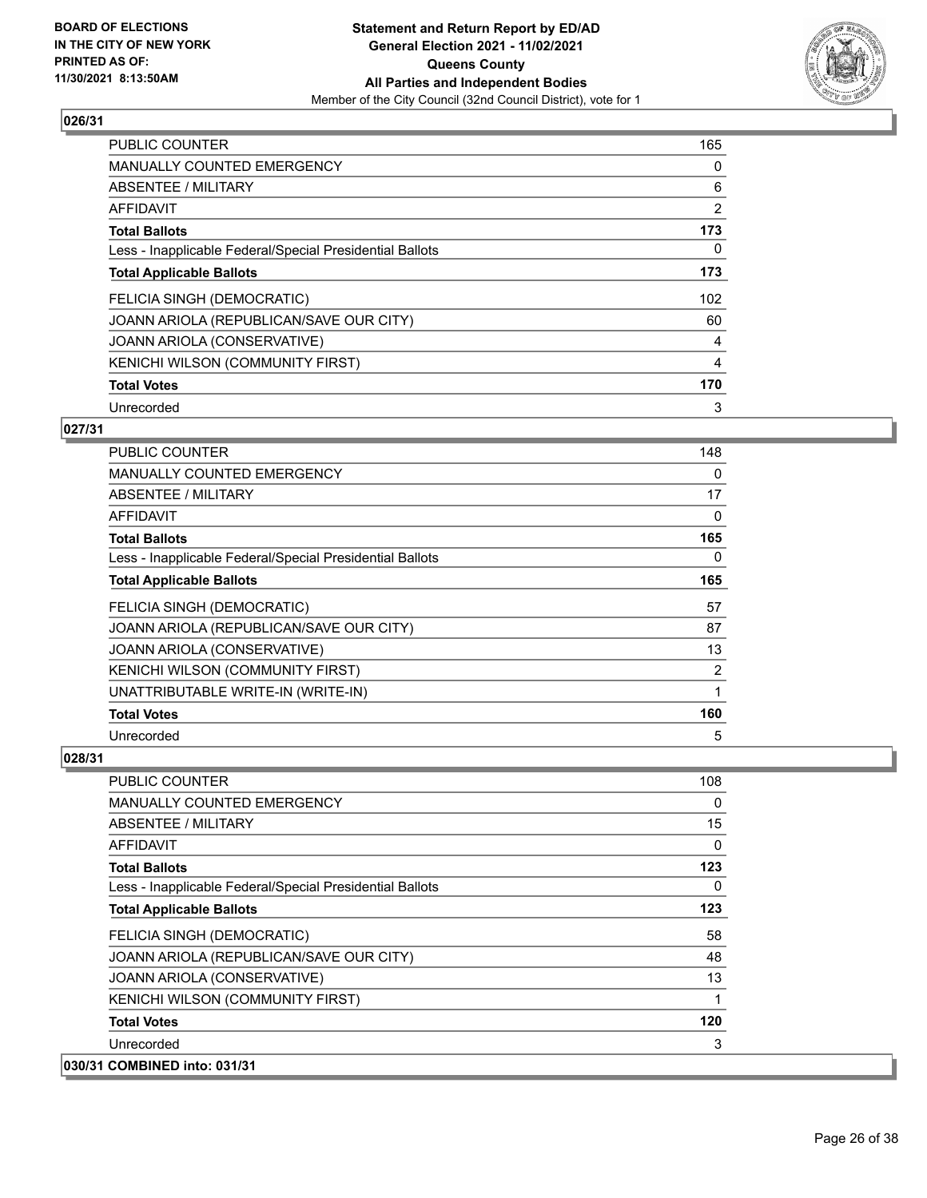**BOARD OF ELECTIONS IN THE CITY OF NEW YORK PRINTED AS OF: 11/30/2021 8:13:50AM**

**Statement and Return Report by ED/AD**
**General Election 2021 - 11/02/2021**
**Queens County**
**All Parties and Independent Bodies**
Member of the City Council (32nd Council District), vote for 1

### 026/31

| | |
|---|---|
| PUBLIC COUNTER | 165 |
| MANUALLY COUNTED EMERGENCY | 0 |
| ABSENTEE / MILITARY | 6 |
| AFFIDAVIT | 2 |
| **Total Ballots** | **173** |
| Less - Inapplicable Federal/Special Presidential Ballots | 0 |
| **Total Applicable Ballots** | **173** |
| FELICIA SINGH (DEMOCRATIC) | 102 |
| JOANN ARIOLA (REPUBLICAN/SAVE OUR CITY) | 60 |
| JOANN ARIOLA (CONSERVATIVE) | 4 |
| KENICHI WILSON (COMMUNITY FIRST) | 4 |
| **Total Votes** | **170** |
| Unrecorded | 3 |

### 027/31

| | |
|---|---|
| PUBLIC COUNTER | 148 |
| MANUALLY COUNTED EMERGENCY | 0 |
| ABSENTEE / MILITARY | 17 |
| AFFIDAVIT | 0 |
| **Total Ballots** | **165** |
| Less - Inapplicable Federal/Special Presidential Ballots | 0 |
| **Total Applicable Ballots** | **165** |
| FELICIA SINGH (DEMOCRATIC) | 57 |
| JOANN ARIOLA (REPUBLICAN/SAVE OUR CITY) | 87 |
| JOANN ARIOLA (CONSERVATIVE) | 13 |
| KENICHI WILSON (COMMUNITY FIRST) | 2 |
| UNATTRIBUTABLE WRITE-IN (WRITE-IN) | 1 |
| **Total Votes** | **160** |
| Unrecorded | 5 |

### 028/31

| | |
|---|---|
| PUBLIC COUNTER | 108 |
| MANUALLY COUNTED EMERGENCY | 0 |
| ABSENTEE / MILITARY | 15 |
| AFFIDAVIT | 0 |
| **Total Ballots** | **123** |
| Less - Inapplicable Federal/Special Presidential Ballots | 0 |
| **Total Applicable Ballots** | **123** |
| FELICIA SINGH (DEMOCRATIC) | 58 |
| JOANN ARIOLA (REPUBLICAN/SAVE OUR CITY) | 48 |
| JOANN ARIOLA (CONSERVATIVE) | 13 |
| KENICHI WILSON (COMMUNITY FIRST) | 1 |
| **Total Votes** | **120** |
| Unrecorded | 3 |

### 030/31 COMBINED into: 031/31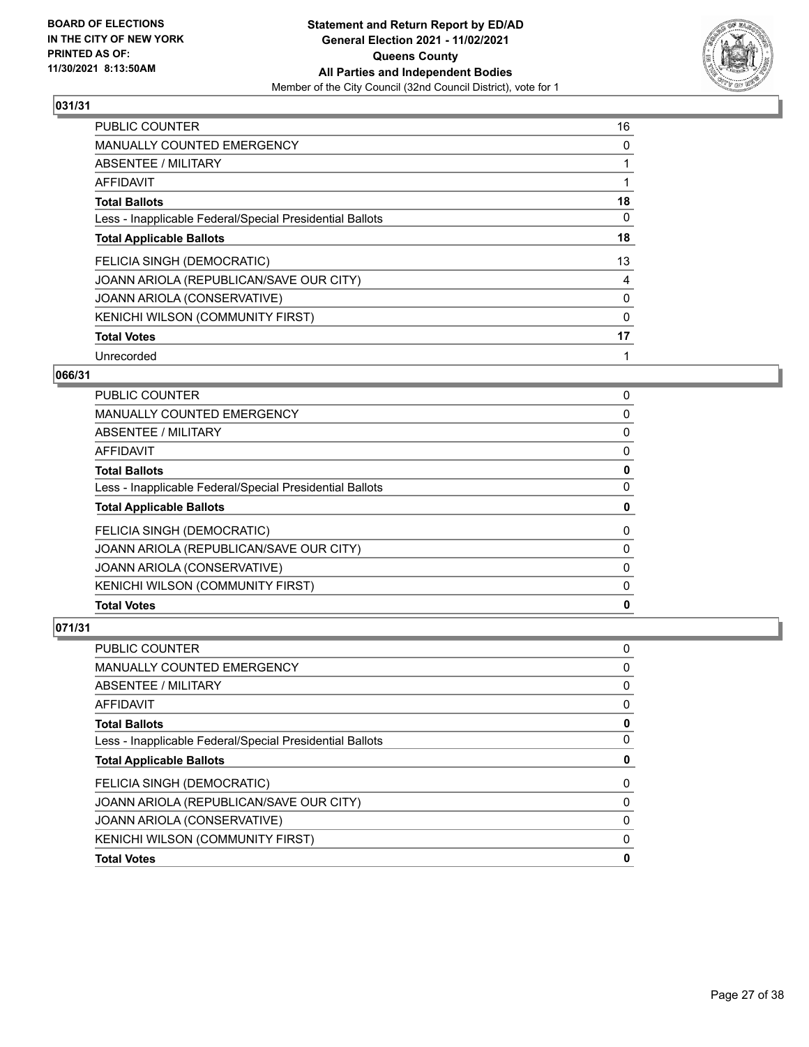**BOARD OF ELECTIONS IN THE CITY OF NEW YORK PRINTED AS OF: 11/30/2021 8:13:50AM**

**Statement and Return Report by ED/AD General Election 2021 - 11/02/2021 Queens County All Parties and Independent Bodies**

Member of the City Council (32nd Council District), vote for 1

## 031/31

| | |
|---|---|
| PUBLIC COUNTER | 16 |
| MANUALLY COUNTED EMERGENCY | 0 |
| ABSENTEE / MILITARY | 1 |
| AFFIDAVIT | 1 |
| **Total Ballots** | **18** |
| Less - Inapplicable Federal/Special Presidential Ballots | 0 |
| **Total Applicable Ballots** | **18** |
| FELICIA SINGH (DEMOCRATIC) | 13 |
| JOANN ARIOLA (REPUBLICAN/SAVE OUR CITY) | 4 |
| JOANN ARIOLA (CONSERVATIVE) | 0 |
| KENICHI WILSON (COMMUNITY FIRST) | 0 |
| **Total Votes** | **17** |
| Unrecorded | 1 |

## 066/31

| | |
|---|---|
| PUBLIC COUNTER | 0 |
| MANUALLY COUNTED EMERGENCY | 0 |
| ABSENTEE / MILITARY | 0 |
| AFFIDAVIT | 0 |
| **Total Ballots** | **0** |
| Less - Inapplicable Federal/Special Presidential Ballots | 0 |
| **Total Applicable Ballots** | **0** |
| FELICIA SINGH (DEMOCRATIC) | 0 |
| JOANN ARIOLA (REPUBLICAN/SAVE OUR CITY) | 0 |
| JOANN ARIOLA (CONSERVATIVE) | 0 |
| KENICHI WILSON (COMMUNITY FIRST) | 0 |
| **Total Votes** | **0** |

## 071/31

| | |
|---|---|
| PUBLIC COUNTER | 0 |
| MANUALLY COUNTED EMERGENCY | 0 |
| ABSENTEE / MILITARY | 0 |
| AFFIDAVIT | 0 |
| **Total Ballots** | **0** |
| Less - Inapplicable Federal/Special Presidential Ballots | 0 |
| **Total Applicable Ballots** | **0** |
| FELICIA SINGH (DEMOCRATIC) | 0 |
| JOANN ARIOLA (REPUBLICAN/SAVE OUR CITY) | 0 |
| JOANN ARIOLA (CONSERVATIVE) | 0 |
| KENICHI WILSON (COMMUNITY FIRST) | 0 |
| **Total Votes** | **0** |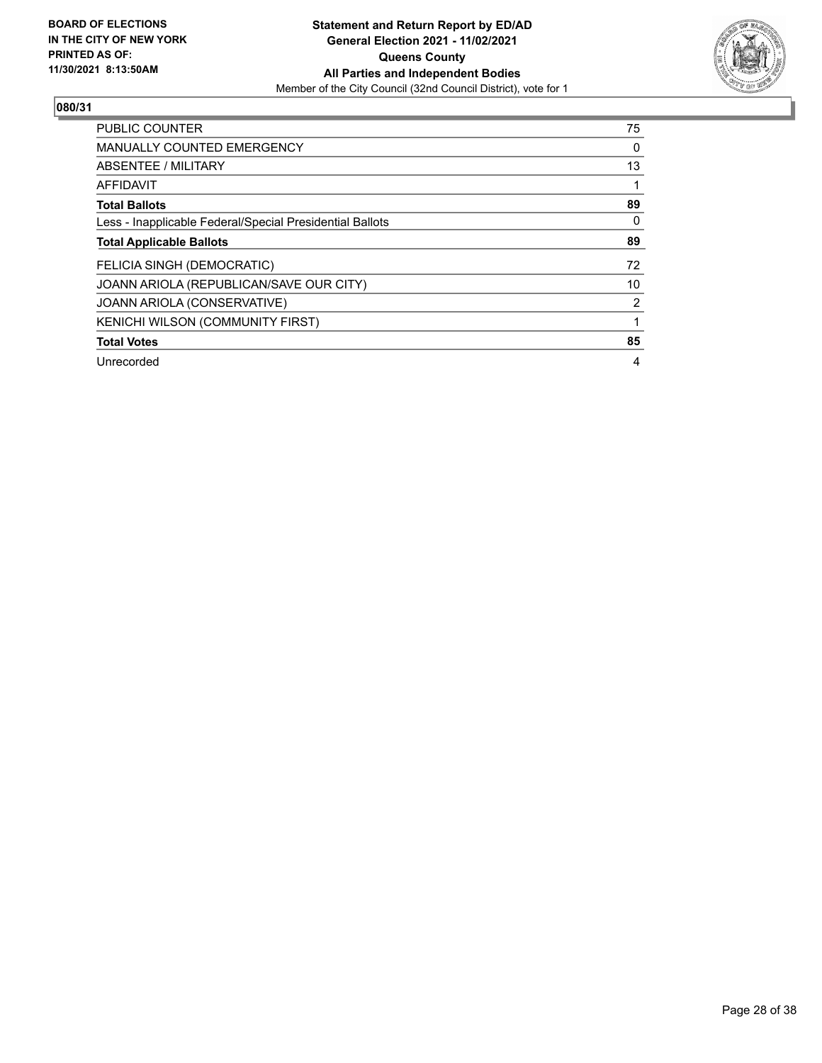**BOARD OF ELECTIONS IN THE CITY OF NEW YORK PRINTED AS OF: 11/30/2021 8:13:50AM**

**Statement and Return Report by ED/AD General Election 2021 - 11/02/2021 Queens County All Parties and Independent Bodies**

Member of the City Council (32nd Council District), vote for 1

**080/31**

| | |
|---|---|
| PUBLIC COUNTER | 75 |
| MANUALLY COUNTED EMERGENCY | 0 |
| ABSENTEE / MILITARY | 13 |
| AFFIDAVIT | 1 |
| **Total Ballots** | **89** |
| Less - Inapplicable Federal/Special Presidential Ballots | 0 |
| **Total Applicable Ballots** | **89** |
| FELICIA SINGH (DEMOCRATIC) | 72 |
| JOANN ARIOLA (REPUBLICAN/SAVE OUR CITY) | 10 |
| JOANN ARIOLA (CONSERVATIVE) | 2 |
| KENICHI WILSON (COMMUNITY FIRST) | 1 |
| **Total Votes** | **85** |
| Unrecorded | 4 |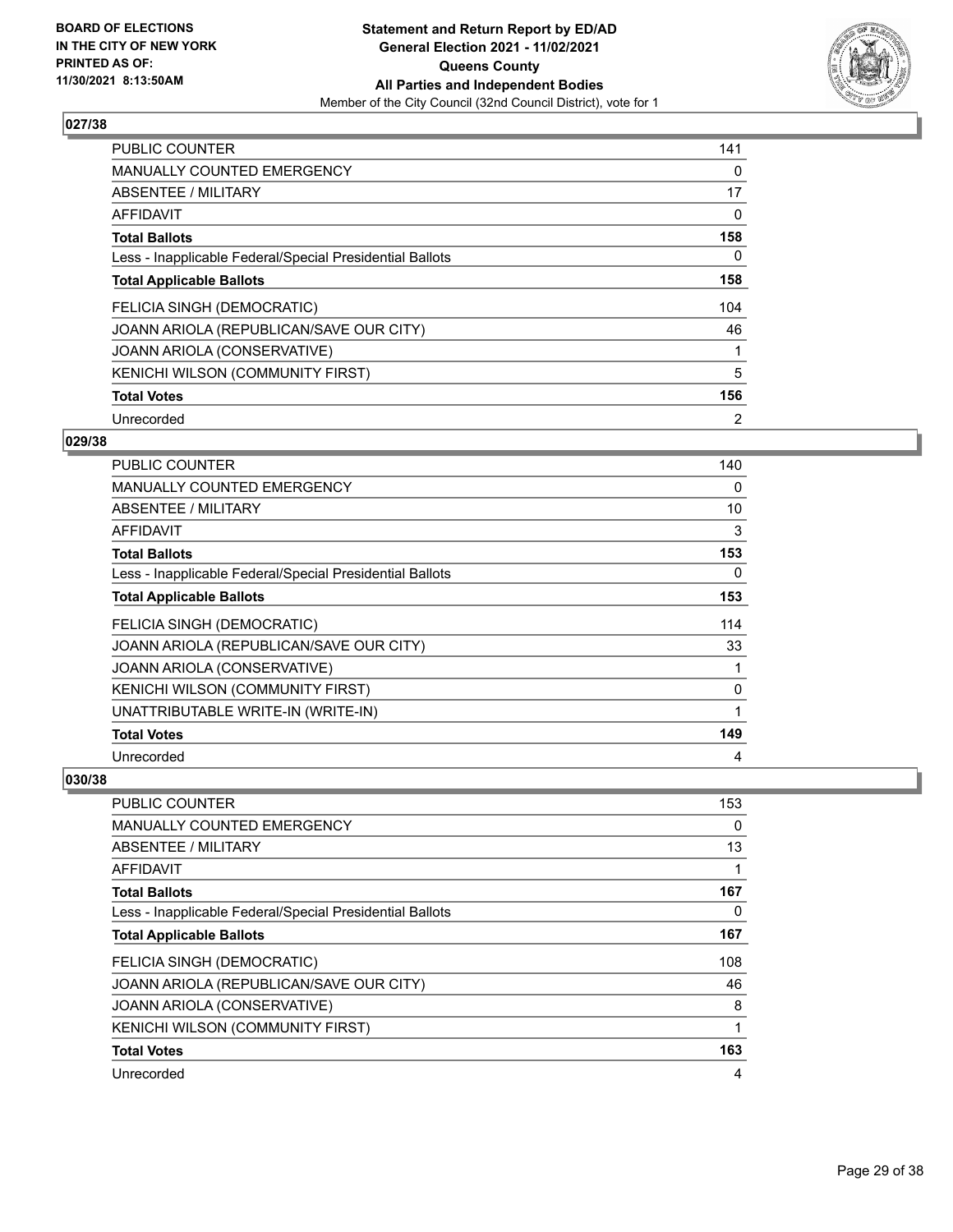**BOARD OF ELECTIONS IN THE CITY OF NEW YORK PRINTED AS OF: 11/30/2021 8:13:50AM**

**Statement and Return Report by ED/AD General Election 2021 - 11/02/2021 Queens County All Parties and Independent Bodies**

Member of the City Council (32nd Council District), vote for 1

### 027/38

| | |
|---|---|
| PUBLIC COUNTER | 141 |
| MANUALLY COUNTED EMERGENCY | 0 |
| ABSENTEE / MILITARY | 17 |
| AFFIDAVIT | 0 |
| **Total Ballots** | **158** |
| Less - Inapplicable Federal/Special Presidential Ballots | 0 |
| **Total Applicable Ballots** | **158** |
| FELICIA SINGH (DEMOCRATIC) | 104 |
| JOANN ARIOLA (REPUBLICAN/SAVE OUR CITY) | 46 |
| JOANN ARIOLA (CONSERVATIVE) | 1 |
| KENICHI WILSON (COMMUNITY FIRST) | 5 |
| **Total Votes** | **156** |
| Unrecorded | 2 |

### 029/38

| | |
|---|---|
| PUBLIC COUNTER | 140 |
| MANUALLY COUNTED EMERGENCY | 0 |
| ABSENTEE / MILITARY | 10 |
| AFFIDAVIT | 3 |
| **Total Ballots** | **153** |
| Less - Inapplicable Federal/Special Presidential Ballots | 0 |
| **Total Applicable Ballots** | **153** |
| FELICIA SINGH (DEMOCRATIC) | 114 |
| JOANN ARIOLA (REPUBLICAN/SAVE OUR CITY) | 33 |
| JOANN ARIOLA (CONSERVATIVE) | 1 |
| KENICHI WILSON (COMMUNITY FIRST) | 0 |
| UNATTRIBUTABLE WRITE-IN (WRITE-IN) | 1 |
| **Total Votes** | **149** |
| Unrecorded | 4 |

### 030/38

| | |
|---|---|
| PUBLIC COUNTER | 153 |
| MANUALLY COUNTED EMERGENCY | 0 |
| ABSENTEE / MILITARY | 13 |
| AFFIDAVIT | 1 |
| **Total Ballots** | **167** |
| Less - Inapplicable Federal/Special Presidential Ballots | 0 |
| **Total Applicable Ballots** | **167** |
| FELICIA SINGH (DEMOCRATIC) | 108 |
| JOANN ARIOLA (REPUBLICAN/SAVE OUR CITY) | 46 |
| JOANN ARIOLA (CONSERVATIVE) | 8 |
| KENICHI WILSON (COMMUNITY FIRST) | 1 |
| **Total Votes** | **163** |
| Unrecorded | 4 |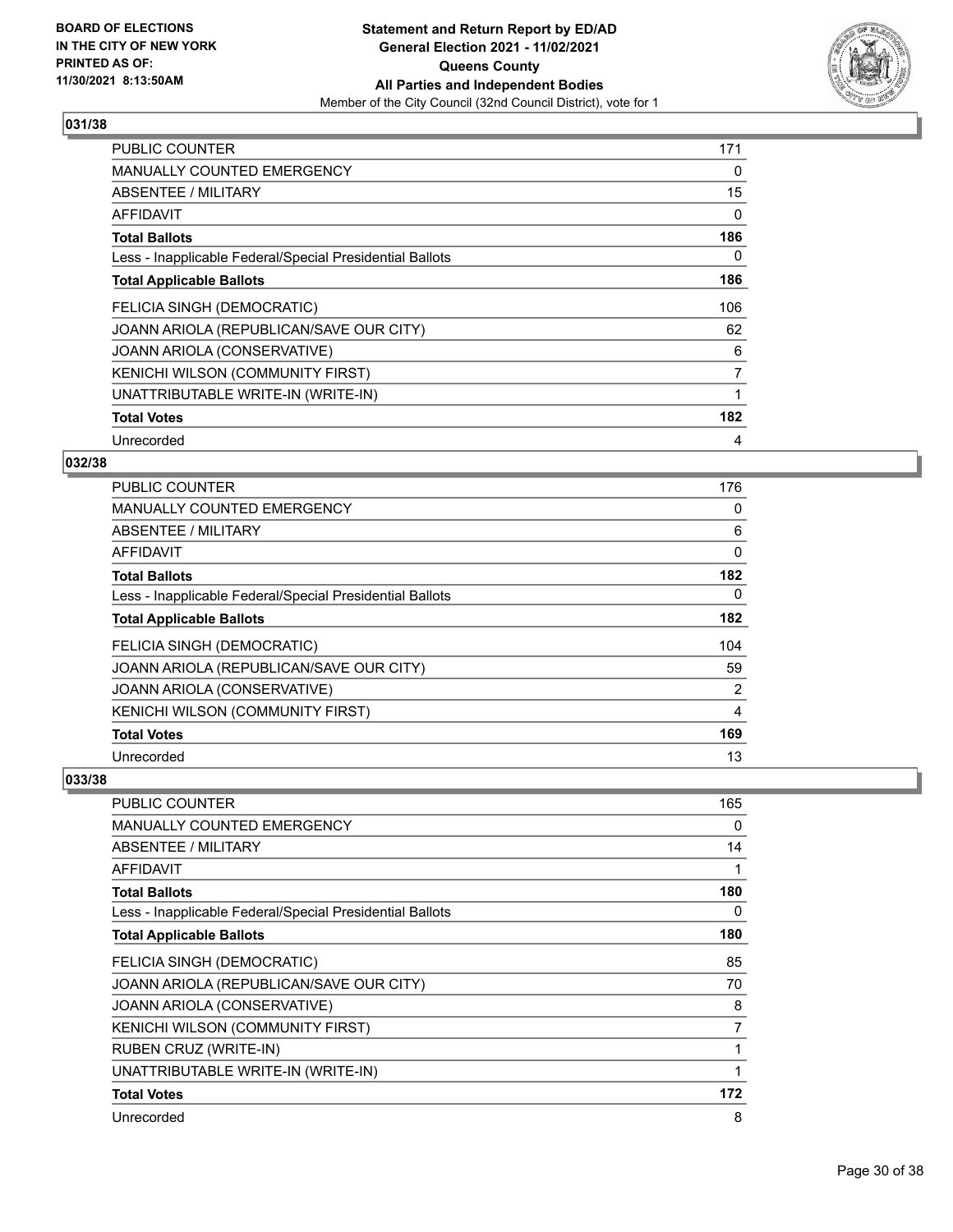**BOARD OF ELECTIONS IN THE CITY OF NEW YORK PRINTED AS OF: 11/30/2021 8:13:50AM**

**Statement and Return Report by ED/AD General Election 2021 - 11/02/2021 Queens County All Parties and Independent Bodies**

Member of the City Council (32nd Council District), vote for 1

## 031/38

| | |
|---|---|
| PUBLIC COUNTER | 171 |
| MANUALLY COUNTED EMERGENCY | 0 |
| ABSENTEE / MILITARY | 15 |
| AFFIDAVIT | 0 |
| **Total Ballots** | **186** |
| Less - Inapplicable Federal/Special Presidential Ballots | 0 |
| **Total Applicable Ballots** | **186** |
| FELICIA SINGH (DEMOCRATIC) | 106 |
| JOANN ARIOLA (REPUBLICAN/SAVE OUR CITY) | 62 |
| JOANN ARIOLA (CONSERVATIVE) | 6 |
| KENICHI WILSON (COMMUNITY FIRST) | 7 |
| UNATTRIBUTABLE WRITE-IN (WRITE-IN) | 1 |
| **Total Votes** | **182** |
| Unrecorded | 4 |

## 032/38

| | |
|---|---|
| PUBLIC COUNTER | 176 |
| MANUALLY COUNTED EMERGENCY | 0 |
| ABSENTEE / MILITARY | 6 |
| AFFIDAVIT | 0 |
| **Total Ballots** | **182** |
| Less - Inapplicable Federal/Special Presidential Ballots | 0 |
| **Total Applicable Ballots** | **182** |
| FELICIA SINGH (DEMOCRATIC) | 104 |
| JOANN ARIOLA (REPUBLICAN/SAVE OUR CITY) | 59 |
| JOANN ARIOLA (CONSERVATIVE) | 2 |
| KENICHI WILSON (COMMUNITY FIRST) | 4 |
| **Total Votes** | **169** |
| Unrecorded | 13 |

## 033/38

| | |
|---|---|
| PUBLIC COUNTER | 165 |
| MANUALLY COUNTED EMERGENCY | 0 |
| ABSENTEE / MILITARY | 14 |
| AFFIDAVIT | 1 |
| **Total Ballots** | **180** |
| Less - Inapplicable Federal/Special Presidential Ballots | 0 |
| **Total Applicable Ballots** | **180** |
| FELICIA SINGH (DEMOCRATIC) | 85 |
| JOANN ARIOLA (REPUBLICAN/SAVE OUR CITY) | 70 |
| JOANN ARIOLA (CONSERVATIVE) | 8 |
| KENICHI WILSON (COMMUNITY FIRST) | 7 |
| RUBEN CRUZ (WRITE-IN) | 1 |
| UNATTRIBUTABLE WRITE-IN (WRITE-IN) | 1 |
| **Total Votes** | **172** |
| Unrecorded | 8 |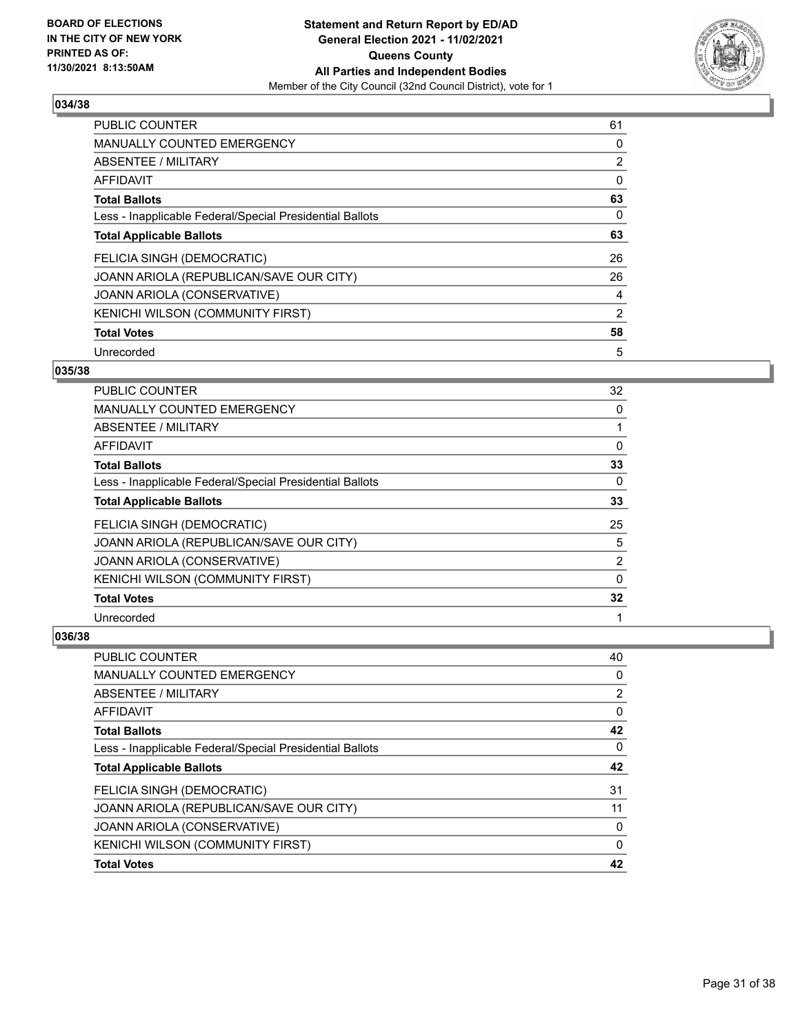**BOARD OF ELECTIONS IN THE CITY OF NEW YORK PRINTED AS OF: 11/30/2021 8:13:50AM**

**Statement and Return Report by ED/AD General Election 2021 - 11/02/2021 Queens County All Parties and Independent Bodies**

Member of the City Council (32nd Council District), vote for 1

## 034/38

| | |
|---|---|
| PUBLIC COUNTER | 61 |
| MANUALLY COUNTED EMERGENCY | 0 |
| ABSENTEE / MILITARY | 2 |
| AFFIDAVIT | 0 |
| **Total Ballots** | **63** |
| Less - Inapplicable Federal/Special Presidential Ballots | 0 |
| **Total Applicable Ballots** | **63** |
| FELICIA SINGH (DEMOCRATIC) | 26 |
| JOANN ARIOLA (REPUBLICAN/SAVE OUR CITY) | 26 |
| JOANN ARIOLA (CONSERVATIVE) | 4 |
| KENICHI WILSON (COMMUNITY FIRST) | 2 |
| **Total Votes** | **58** |
| Unrecorded | 5 |

## 035/38

| | |
|---|---|
| PUBLIC COUNTER | 32 |
| MANUALLY COUNTED EMERGENCY | 0 |
| ABSENTEE / MILITARY | 1 |
| AFFIDAVIT | 0 |
| **Total Ballots** | **33** |
| Less - Inapplicable Federal/Special Presidential Ballots | 0 |
| **Total Applicable Ballots** | **33** |
| FELICIA SINGH (DEMOCRATIC) | 25 |
| JOANN ARIOLA (REPUBLICAN/SAVE OUR CITY) | 5 |
| JOANN ARIOLA (CONSERVATIVE) | 2 |
| KENICHI WILSON (COMMUNITY FIRST) | 0 |
| **Total Votes** | **32** |
| Unrecorded | 1 |

## 036/38

| | |
|---|---|
| PUBLIC COUNTER | 40 |
| MANUALLY COUNTED EMERGENCY | 0 |
| ABSENTEE / MILITARY | 2 |
| AFFIDAVIT | 0 |
| **Total Ballots** | **42** |
| Less - Inapplicable Federal/Special Presidential Ballots | 0 |
| **Total Applicable Ballots** | **42** |
| FELICIA SINGH (DEMOCRATIC) | 31 |
| JOANN ARIOLA (REPUBLICAN/SAVE OUR CITY) | 11 |
| JOANN ARIOLA (CONSERVATIVE) | 0 |
| KENICHI WILSON (COMMUNITY FIRST) | 0 |
| **Total Votes** | **42** |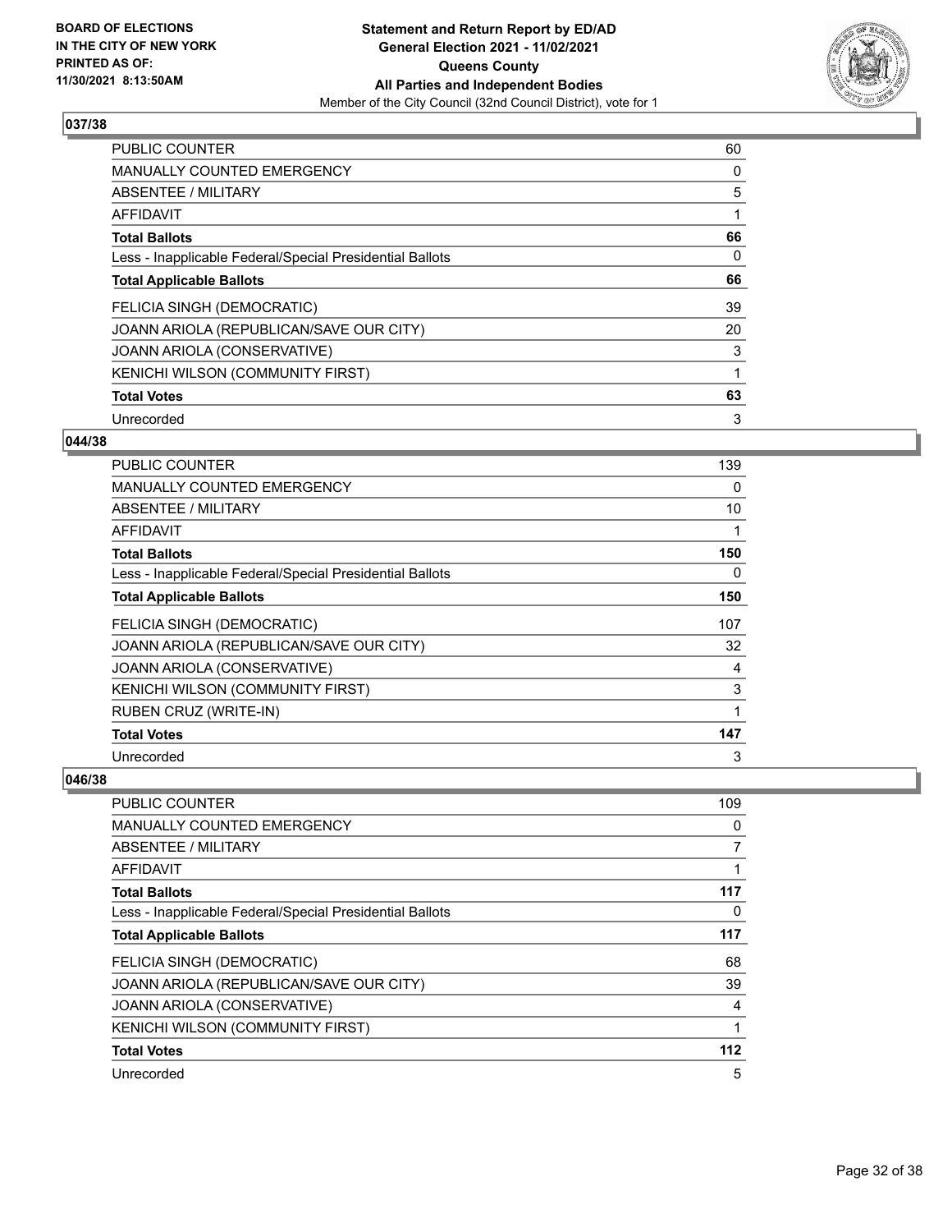## 037/38

| | |
|---|---|
| PUBLIC COUNTER | 60 |
| MANUALLY COUNTED EMERGENCY | 0 |
| ABSENTEE / MILITARY | 5 |
| AFFIDAVIT | 1 |
| **Total Ballots** | **66** |
| Less - Inapplicable Federal/Special Presidential Ballots | 0 |
| **Total Applicable Ballots** | **66** |
| FELICIA SINGH (DEMOCRATIC) | 39 |
| JOANN ARIOLA (REPUBLICAN/SAVE OUR CITY) | 20 |
| JOANN ARIOLA (CONSERVATIVE) | 3 |
| KENICHI WILSON (COMMUNITY FIRST) | 1 |
| **Total Votes** | **63** |
| Unrecorded | 3 |

## 044/38

| | |
|---|---|
| PUBLIC COUNTER | 139 |
| MANUALLY COUNTED EMERGENCY | 0 |
| ABSENTEE / MILITARY | 10 |
| AFFIDAVIT | 1 |
| **Total Ballots** | **150** |
| Less - Inapplicable Federal/Special Presidential Ballots | 0 |
| **Total Applicable Ballots** | **150** |
| FELICIA SINGH (DEMOCRATIC) | 107 |
| JOANN ARIOLA (REPUBLICAN/SAVE OUR CITY) | 32 |
| JOANN ARIOLA (CONSERVATIVE) | 4 |
| KENICHI WILSON (COMMUNITY FIRST) | 3 |
| RUBEN CRUZ (WRITE-IN) | 1 |
| **Total Votes** | **147** |
| Unrecorded | 3 |

## 046/38

| | |
|---|---|
| PUBLIC COUNTER | 109 |
| MANUALLY COUNTED EMERGENCY | 0 |
| ABSENTEE / MILITARY | 7 |
| AFFIDAVIT | 1 |
| **Total Ballots** | **117** |
| Less - Inapplicable Federal/Special Presidential Ballots | 0 |
| **Total Applicable Ballots** | **117** |
| FELICIA SINGH (DEMOCRATIC) | 68 |
| JOANN ARIOLA (REPUBLICAN/SAVE OUR CITY) | 39 |
| JOANN ARIOLA (CONSERVATIVE) | 4 |
| KENICHI WILSON (COMMUNITY FIRST) | 1 |
| **Total Votes** | **112** |
| Unrecorded | 5 |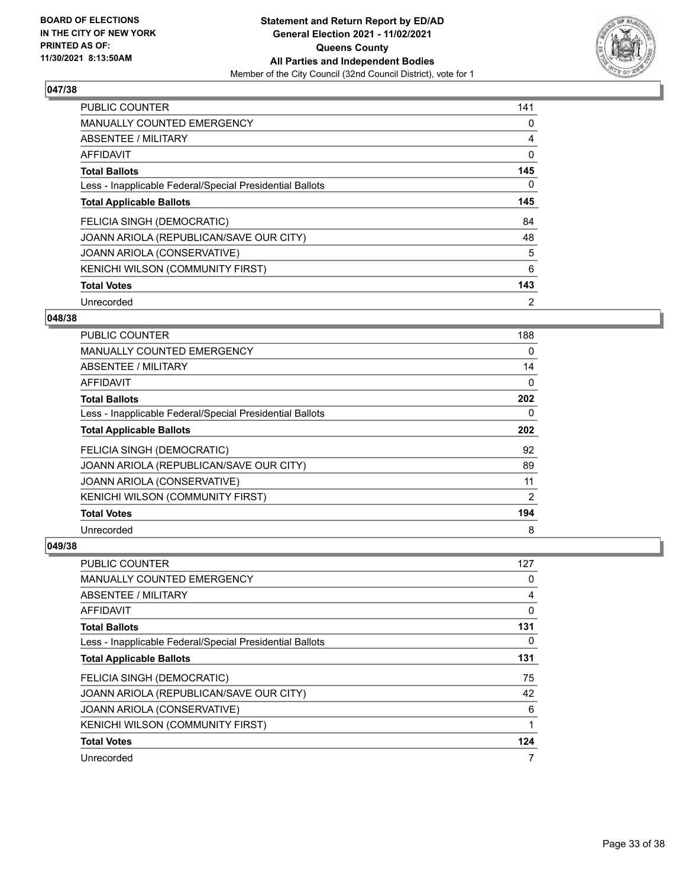**BOARD OF ELECTIONS IN THE CITY OF NEW YORK PRINTED AS OF: 11/30/2021 8:13:50AM**

**Statement and Return Report by ED/AD General Election 2021 - 11/02/2021 Queens County All Parties and Independent Bodies**

Member of the City Council (32nd Council District), vote for 1

### 047/38

| | |
|---|---|
| PUBLIC COUNTER | 141 |
| MANUALLY COUNTED EMERGENCY | 0 |
| ABSENTEE / MILITARY | 4 |
| AFFIDAVIT | 0 |
| **Total Ballots** | **145** |
| Less - Inapplicable Federal/Special Presidential Ballots | 0 |
| **Total Applicable Ballots** | **145** |
| FELICIA SINGH (DEMOCRATIC) | 84 |
| JOANN ARIOLA (REPUBLICAN/SAVE OUR CITY) | 48 |
| JOANN ARIOLA (CONSERVATIVE) | 5 |
| KENICHI WILSON (COMMUNITY FIRST) | 6 |
| **Total Votes** | **143** |
| Unrecorded | 2 |

### 048/38

| | |
|---|---|
| PUBLIC COUNTER | 188 |
| MANUALLY COUNTED EMERGENCY | 0 |
| ABSENTEE / MILITARY | 14 |
| AFFIDAVIT | 0 |
| **Total Ballots** | **202** |
| Less - Inapplicable Federal/Special Presidential Ballots | 0 |
| **Total Applicable Ballots** | **202** |
| FELICIA SINGH (DEMOCRATIC) | 92 |
| JOANN ARIOLA (REPUBLICAN/SAVE OUR CITY) | 89 |
| JOANN ARIOLA (CONSERVATIVE) | 11 |
| KENICHI WILSON (COMMUNITY FIRST) | 2 |
| **Total Votes** | **194** |
| Unrecorded | 8 |

### 049/38

| | |
|---|---|
| PUBLIC COUNTER | 127 |
| MANUALLY COUNTED EMERGENCY | 0 |
| ABSENTEE / MILITARY | 4 |
| AFFIDAVIT | 0 |
| **Total Ballots** | **131** |
| Less - Inapplicable Federal/Special Presidential Ballots | 0 |
| **Total Applicable Ballots** | **131** |
| FELICIA SINGH (DEMOCRATIC) | 75 |
| JOANN ARIOLA (REPUBLICAN/SAVE OUR CITY) | 42 |
| JOANN ARIOLA (CONSERVATIVE) | 6 |
| KENICHI WILSON (COMMUNITY FIRST) | 1 |
| **Total Votes** | **124** |
| Unrecorded | 7 |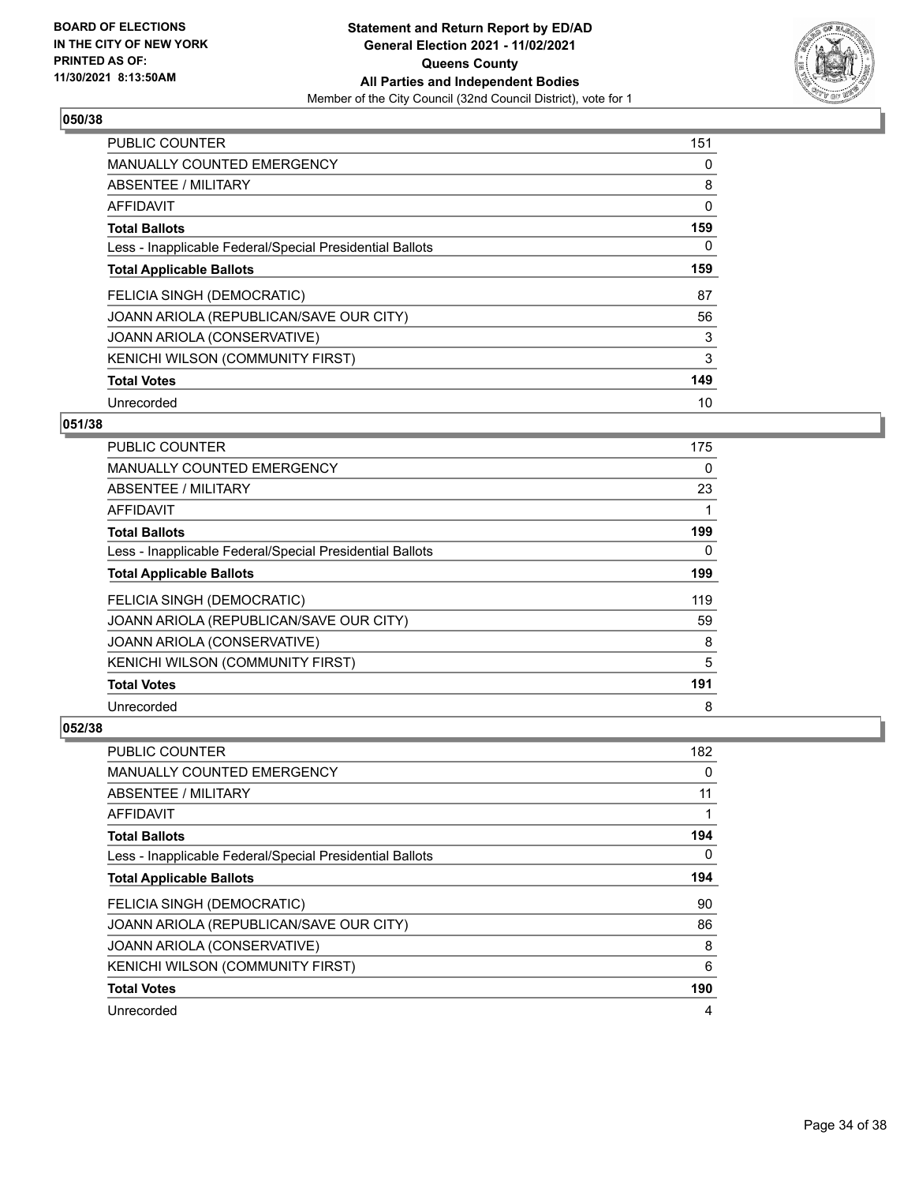**BOARD OF ELECTIONS IN THE CITY OF NEW YORK PRINTED AS OF: 11/30/2021 8:13:50AM**

**Statement and Return Report by ED/AD General Election 2021 - 11/02/2021 Queens County All Parties and Independent Bodies**

Member of the City Council (32nd Council District), vote for 1

## 050/38

| | |
|---|---|
| PUBLIC COUNTER | 151 |
| MANUALLY COUNTED EMERGENCY | 0 |
| ABSENTEE / MILITARY | 8 |
| AFFIDAVIT | 0 |
| **Total Ballots** | **159** |
| Less - Inapplicable Federal/Special Presidential Ballots | 0 |
| **Total Applicable Ballots** | **159** |
| FELICIA SINGH (DEMOCRATIC) | 87 |
| JOANN ARIOLA (REPUBLICAN/SAVE OUR CITY) | 56 |
| JOANN ARIOLA (CONSERVATIVE) | 3 |
| KENICHI WILSON (COMMUNITY FIRST) | 3 |
| **Total Votes** | **149** |
| Unrecorded | 10 |

## 051/38

| | |
|---|---|
| PUBLIC COUNTER | 175 |
| MANUALLY COUNTED EMERGENCY | 0 |
| ABSENTEE / MILITARY | 23 |
| AFFIDAVIT | 1 |
| **Total Ballots** | **199** |
| Less - Inapplicable Federal/Special Presidential Ballots | 0 |
| **Total Applicable Ballots** | **199** |
| FELICIA SINGH (DEMOCRATIC) | 119 |
| JOANN ARIOLA (REPUBLICAN/SAVE OUR CITY) | 59 |
| JOANN ARIOLA (CONSERVATIVE) | 8 |
| KENICHI WILSON (COMMUNITY FIRST) | 5 |
| **Total Votes** | **191** |
| Unrecorded | 8 |

## 052/38

| | |
|---|---|
| PUBLIC COUNTER | 182 |
| MANUALLY COUNTED EMERGENCY | 0 |
| ABSENTEE / MILITARY | 11 |
| AFFIDAVIT | 1 |
| **Total Ballots** | **194** |
| Less - Inapplicable Federal/Special Presidential Ballots | 0 |
| **Total Applicable Ballots** | **194** |
| FELICIA SINGH (DEMOCRATIC) | 90 |
| JOANN ARIOLA (REPUBLICAN/SAVE OUR CITY) | 86 |
| JOANN ARIOLA (CONSERVATIVE) | 8 |
| KENICHI WILSON (COMMUNITY FIRST) | 6 |
| **Total Votes** | **190** |
| Unrecorded | 4 |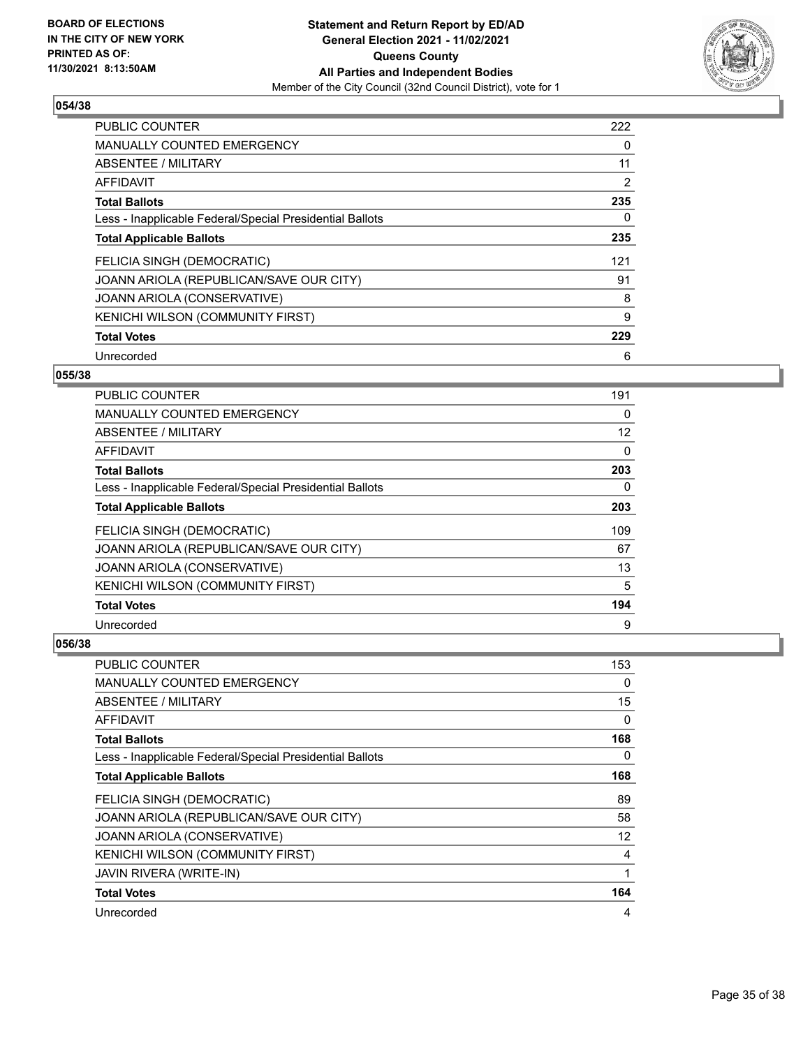**BOARD OF ELECTIONS IN THE CITY OF NEW YORK PRINTED AS OF: 11/30/2021 8:13:50AM**

**Statement and Return Report by ED/AD General Election 2021 - 11/02/2021 Queens County All Parties and Independent Bodies**
Member of the City Council (32nd Council District), vote for 1

### 054/38

| | |
|---|---|
| PUBLIC COUNTER | 222 |
| MANUALLY COUNTED EMERGENCY | 0 |
| ABSENTEE / MILITARY | 11 |
| AFFIDAVIT | 2 |
| **Total Ballots** | **235** |
| Less - Inapplicable Federal/Special Presidential Ballots | 0 |
| **Total Applicable Ballots** | **235** |
| FELICIA SINGH (DEMOCRATIC) | 121 |
| JOANN ARIOLA (REPUBLICAN/SAVE OUR CITY) | 91 |
| JOANN ARIOLA (CONSERVATIVE) | 8 |
| KENICHI WILSON (COMMUNITY FIRST) | 9 |
| **Total Votes** | **229** |
| Unrecorded | 6 |

### 055/38

| | |
|---|---|
| PUBLIC COUNTER | 191 |
| MANUALLY COUNTED EMERGENCY | 0 |
| ABSENTEE / MILITARY | 12 |
| AFFIDAVIT | 0 |
| **Total Ballots** | **203** |
| Less - Inapplicable Federal/Special Presidential Ballots | 0 |
| **Total Applicable Ballots** | **203** |
| FELICIA SINGH (DEMOCRATIC) | 109 |
| JOANN ARIOLA (REPUBLICAN/SAVE OUR CITY) | 67 |
| JOANN ARIOLA (CONSERVATIVE) | 13 |
| KENICHI WILSON (COMMUNITY FIRST) | 5 |
| **Total Votes** | **194** |
| Unrecorded | 9 |

### 056/38

| | |
|---|---|
| PUBLIC COUNTER | 153 |
| MANUALLY COUNTED EMERGENCY | 0 |
| ABSENTEE / MILITARY | 15 |
| AFFIDAVIT | 0 |
| **Total Ballots** | **168** |
| Less - Inapplicable Federal/Special Presidential Ballots | 0 |
| **Total Applicable Ballots** | **168** |
| FELICIA SINGH (DEMOCRATIC) | 89 |
| JOANN ARIOLA (REPUBLICAN/SAVE OUR CITY) | 58 |
| JOANN ARIOLA (CONSERVATIVE) | 12 |
| KENICHI WILSON (COMMUNITY FIRST) | 4 |
| JAVIN RIVERA (WRITE-IN) | 1 |
| **Total Votes** | **164** |
| Unrecorded | 4 |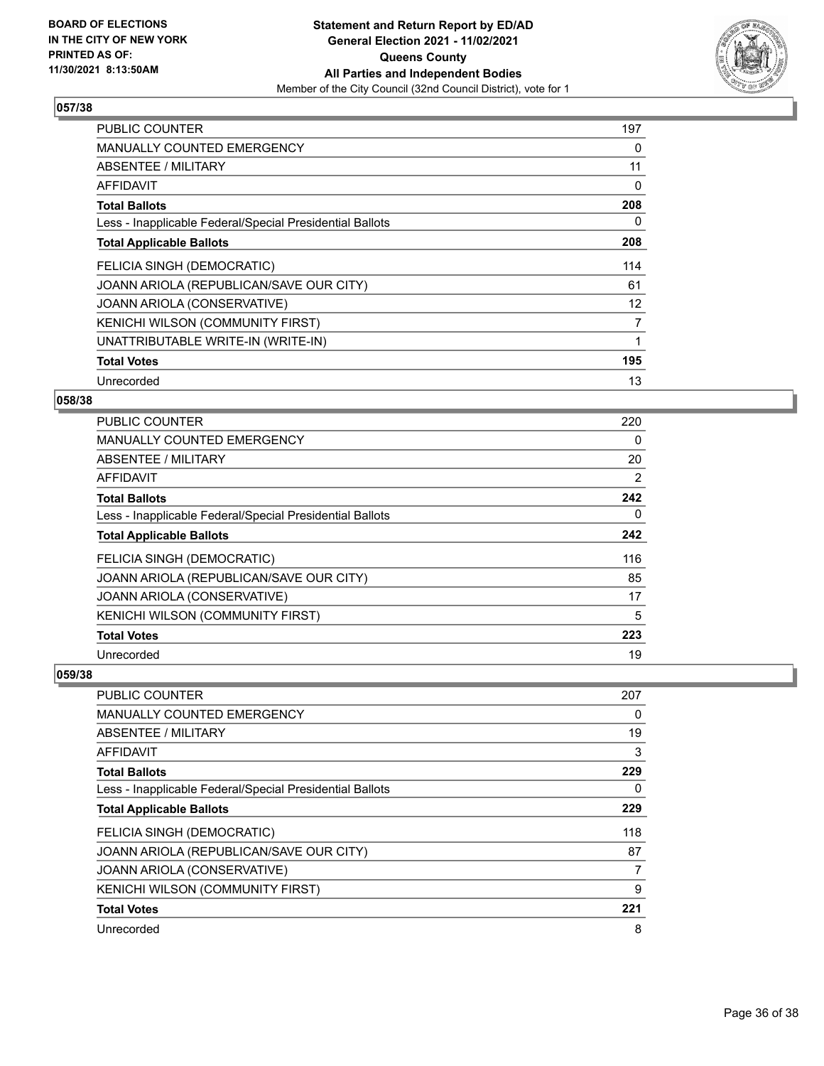**BOARD OF ELECTIONS IN THE CITY OF NEW YORK PRINTED AS OF: 11/30/2021 8:13:50AM**

**Statement and Return Report by ED/AD General Election 2021 - 11/02/2021 Queens County All Parties and Independent Bodies**

Member of the City Council (32nd Council District), vote for 1

## 057/38

| | |
|---|---|
| PUBLIC COUNTER | 197 |
| MANUALLY COUNTED EMERGENCY | 0 |
| ABSENTEE / MILITARY | 11 |
| AFFIDAVIT | 0 |
| **Total Ballots** | **208** |
| Less - Inapplicable Federal/Special Presidential Ballots | 0 |
| **Total Applicable Ballots** | **208** |
| FELICIA SINGH (DEMOCRATIC) | 114 |
| JOANN ARIOLA (REPUBLICAN/SAVE OUR CITY) | 61 |
| JOANN ARIOLA (CONSERVATIVE) | 12 |
| KENICHI WILSON (COMMUNITY FIRST) | 7 |
| UNATTRIBUTABLE WRITE-IN (WRITE-IN) | 1 |
| **Total Votes** | **195** |
| Unrecorded | 13 |

## 058/38

| | |
|---|---|
| PUBLIC COUNTER | 220 |
| MANUALLY COUNTED EMERGENCY | 0 |
| ABSENTEE / MILITARY | 20 |
| AFFIDAVIT | 2 |
| **Total Ballots** | **242** |
| Less - Inapplicable Federal/Special Presidential Ballots | 0 |
| **Total Applicable Ballots** | **242** |
| FELICIA SINGH (DEMOCRATIC) | 116 |
| JOANN ARIOLA (REPUBLICAN/SAVE OUR CITY) | 85 |
| JOANN ARIOLA (CONSERVATIVE) | 17 |
| KENICHI WILSON (COMMUNITY FIRST) | 5 |
| **Total Votes** | **223** |
| Unrecorded | 19 |

## 059/38

| | |
|---|---|
| PUBLIC COUNTER | 207 |
| MANUALLY COUNTED EMERGENCY | 0 |
| ABSENTEE / MILITARY | 19 |
| AFFIDAVIT | 3 |
| **Total Ballots** | **229** |
| Less - Inapplicable Federal/Special Presidential Ballots | 0 |
| **Total Applicable Ballots** | **229** |
| FELICIA SINGH (DEMOCRATIC) | 118 |
| JOANN ARIOLA (REPUBLICAN/SAVE OUR CITY) | 87 |
| JOANN ARIOLA (CONSERVATIVE) | 7 |
| KENICHI WILSON (COMMUNITY FIRST) | 9 |
| **Total Votes** | **221** |
| Unrecorded | 8 |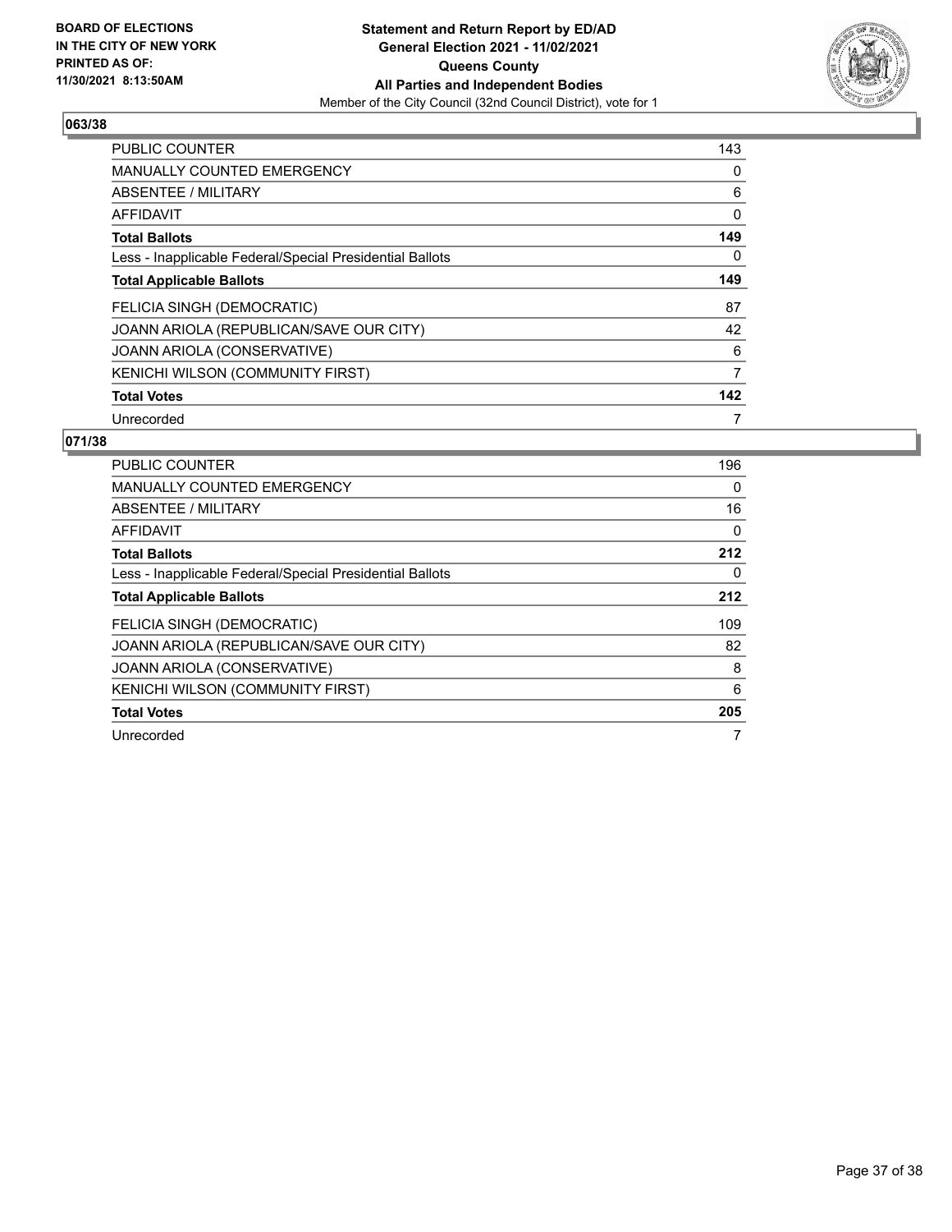**BOARD OF ELECTIONS IN THE CITY OF NEW YORK PRINTED AS OF: 11/30/2021 8:13:50AM**

**Statement and Return Report by ED/AD General Election 2021 - 11/02/2021 Queens County All Parties and Independent Bodies**

Member of the City Council (32nd Council District), vote for 1

## 063/38

| | |
|---|---|
| PUBLIC COUNTER | 143 |
| MANUALLY COUNTED EMERGENCY | 0 |
| ABSENTEE / MILITARY | 6 |
| AFFIDAVIT | 0 |
| **Total Ballots** | **149** |
| Less - Inapplicable Federal/Special Presidential Ballots | 0 |
| **Total Applicable Ballots** | **149** |
| FELICIA SINGH (DEMOCRATIC) | 87 |
| JOANN ARIOLA (REPUBLICAN/SAVE OUR CITY) | 42 |
| JOANN ARIOLA (CONSERVATIVE) | 6 |
| KENICHI WILSON (COMMUNITY FIRST) | 7 |
| **Total Votes** | **142** |
| Unrecorded | 7 |

## 071/38

| | |
|---|---|
| PUBLIC COUNTER | 196 |
| MANUALLY COUNTED EMERGENCY | 0 |
| ABSENTEE / MILITARY | 16 |
| AFFIDAVIT | 0 |
| **Total Ballots** | **212** |
| Less - Inapplicable Federal/Special Presidential Ballots | 0 |
| **Total Applicable Ballots** | **212** |
| FELICIA SINGH (DEMOCRATIC) | 109 |
| JOANN ARIOLA (REPUBLICAN/SAVE OUR CITY) | 82 |
| JOANN ARIOLA (CONSERVATIVE) | 8 |
| KENICHI WILSON (COMMUNITY FIRST) | 6 |
| **Total Votes** | **205** |
| Unrecorded | 7 |